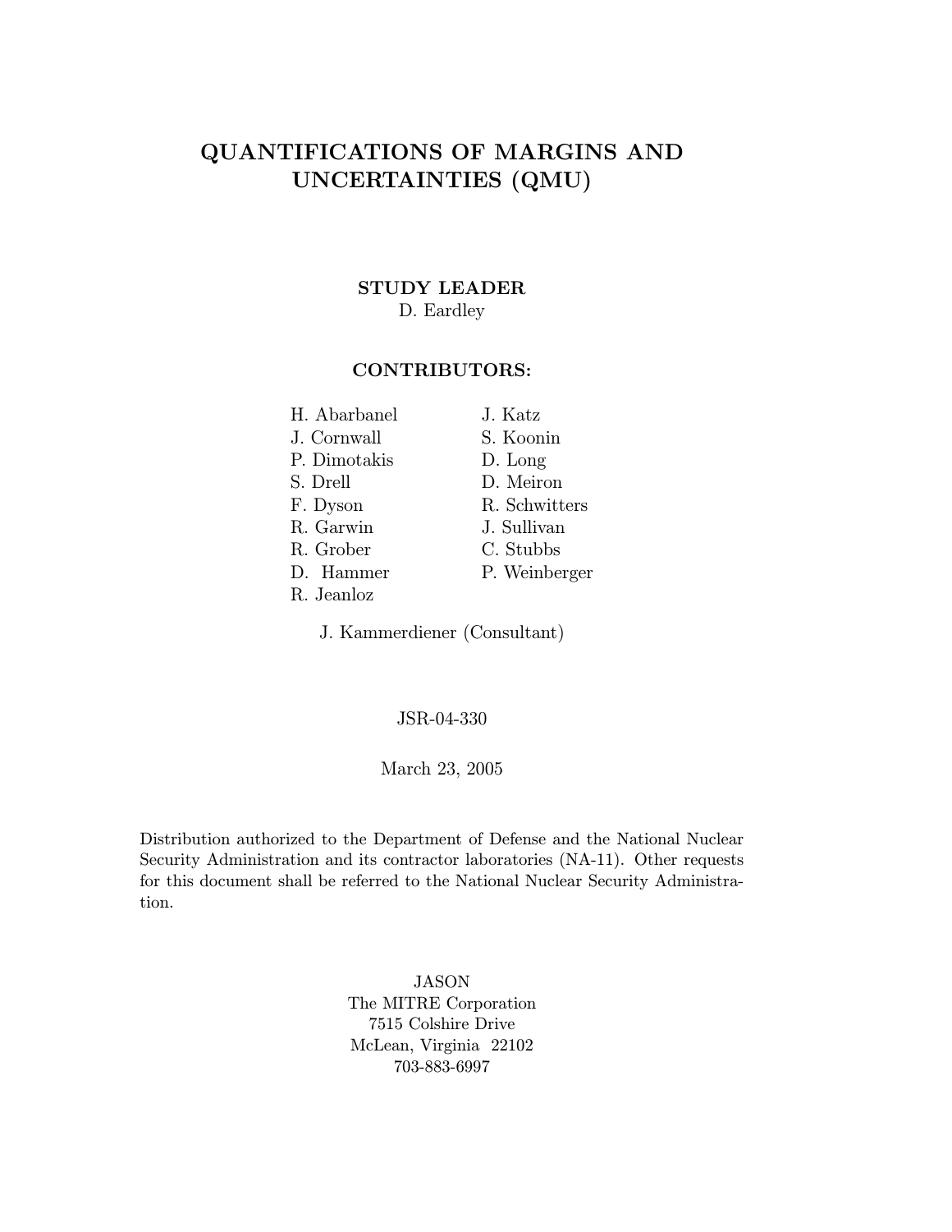# QUANTIFICATIONS OF MARGINS AND UNCERTAINTIES (QMU)

**STUDY LEADER**

D. Eardley

**CONTRIBUTORS:**

H. Abarbanel
J. Cornwall
P. Dimotakis
S. Drell
F. Dyson
R. Garwin
R. Grober
D. Hammer
R. Jeanloz
J. Katz
S. Koonin
D. Long
D. Meiron
R. Schwitters
J. Sullivan
C. Stubbs
P. Weinberger

J. Kammerdiener (Consultant)

JSR-04-330

March 23, 2005

Distribution authorized to the Department of Defense and the National Nuclear Security Administration and its contractor laboratories (NA-11). Other requests for this document shall be referred to the National Nuclear Security Administration.

JASON
The MITRE Corporation
7515 Colshire Drive
McLean, Virginia 22102
703-883-6997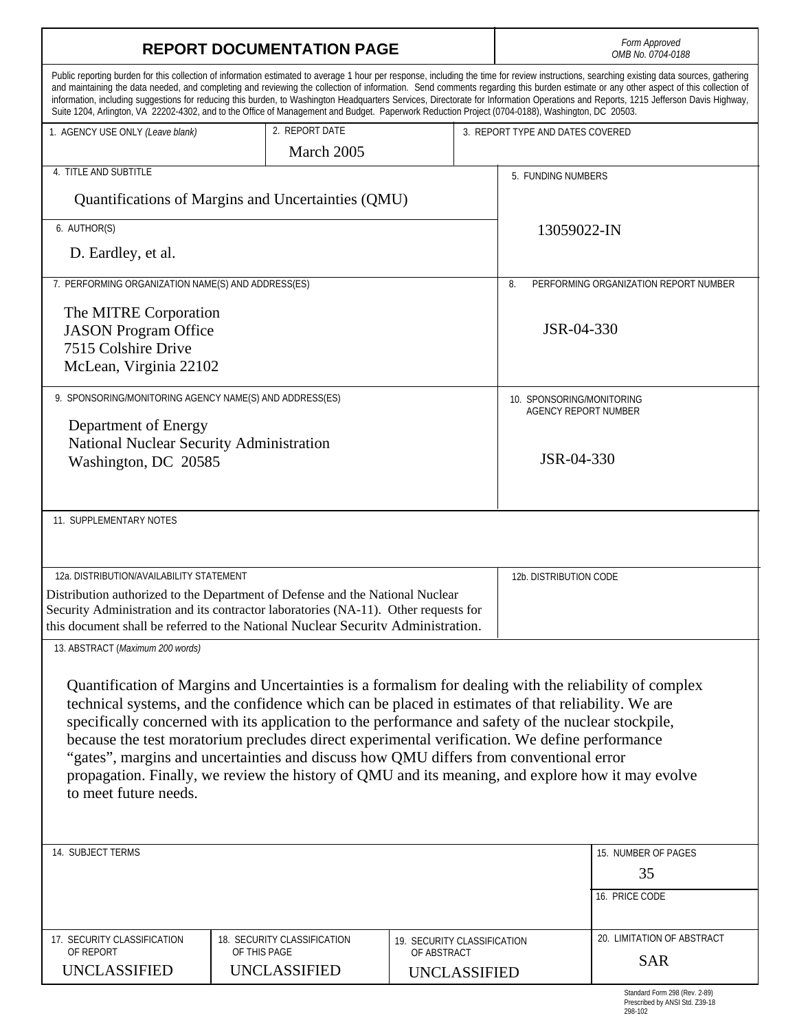# REPORT DOCUMENTATION PAGE

*Form Approved*
*OMB No. 0704-0188*

Public reporting burden for this collection of information estimated to average 1 hour per response, including the time for review instructions, searching existing data sources, gathering and maintaining the data needed, and completing and reviewing the collection of information. Send comments regarding this burden estimate or any other aspect of this collection of information, including suggestions for reducing this burden, to Washington Headquarters Services, Directorate for Information Operations and Reports, 1215 Jefferson Davis Highway, Suite 1204, Arlington, VA 22202-4302, and to the Office of Management and Budget. Paperwork Reduction Project (0704-0188), Washington, DC 20503.

| 1. AGENCY USE ONLY *(Leave blank)* | 2. REPORT DATE | 3. REPORT TYPE AND DATES COVERED |
|---|---|---|
| | March 2005 | |

**4. TITLE AND SUBTITLE**

Quantifications of Margins and Uncertainties (QMU)

**5. FUNDING NUMBERS**

13059022-IN

**6. AUTHOR(S)**

D. Eardley, et al.

**7. PERFORMING ORGANIZATION NAME(S) AND ADDRESS(ES)**

The MITRE Corporation
JASON Program Office
7515 Colshire Drive
McLean, Virginia 22102

**8. PERFORMING ORGANIZATION REPORT NUMBER**

JSR-04-330

**9. SPONSORING/MONITORING AGENCY NAME(S) AND ADDRESS(ES)**

Department of Energy
National Nuclear Security Administration
Washington, DC 20585

**10. SPONSORING/MONITORING AGENCY REPORT NUMBER**

JSR-04-330

**11. SUPPLEMENTARY NOTES**

**12a. DISTRIBUTION/AVAILABILITY STATEMENT**

Distribution authorized to the Department of Defense and the National Nuclear Security Administration and its contractor laboratories (NA-11). Other requests for this document shall be referred to the National Nuclear Security Administration.

**12b. DISTRIBUTION CODE**

**13. ABSTRACT** *(Maximum 200 words)*

Quantification of Margins and Uncertainties is a formalism for dealing with the reliability of complex technical systems, and the confidence which can be placed in estimates of that reliability. We are specifically concerned with its application to the performance and safety of the nuclear stockpile, because the test moratorium precludes direct experimental verification. We define performance "gates", margins and uncertainties and discuss how QMU differs from conventional error propagation. Finally, we review the history of QMU and its meaning, and explore how it may evolve to meet future needs.

**14. SUBJECT TERMS**

**15. NUMBER OF PAGES**

35

**16. PRICE CODE**

| 17. SECURITY CLASSIFICATION OF REPORT | 18. SECURITY CLASSIFICATION OF THIS PAGE | 19. SECURITY CLASSIFICATION OF ABSTRACT | 20. LIMITATION OF ABSTRACT |
|---|---|---|---|
| UNCLASSIFIED | UNCLASSIFIED | UNCLASSIFIED | SAR |

Standard Form 298 (Rev. 2-89)
Prescribed by ANSI Std. Z39-18
298-102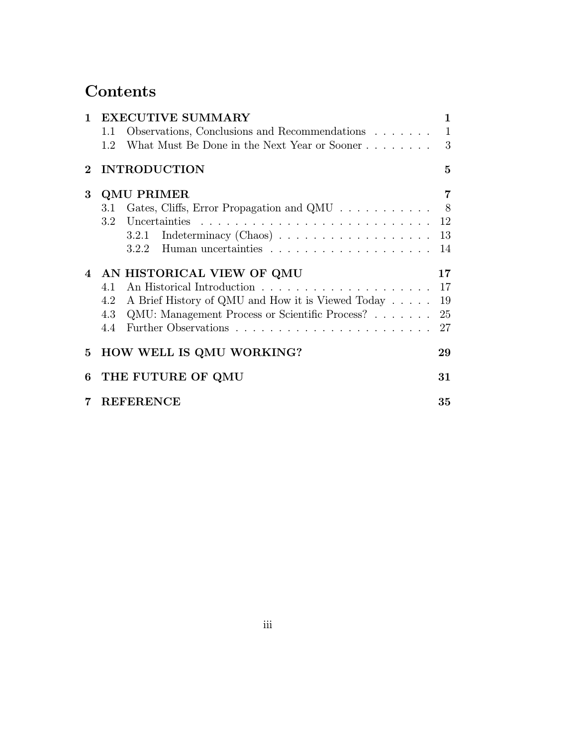# Contents

**1 EXECUTIVE SUMMARY** **1**

- 1.1 Observations, Conclusions and Recommendations . . . . . . . 1
- 1.2 What Must Be Done in the Next Year or Sooner . . . . . . . . 3

**2 INTRODUCTION** **5**

**3 QMU PRIMER** **7**

- 3.1 Gates, Cliffs, Error Propagation and QMU . . . . . . . . . . . 8
- 3.2 Uncertainties . . . . . . . . . . . . . . . . . . . . . . . . . . . 12
  - 3.2.1 Indeterminacy (Chaos) . . . . . . . . . . . . . . . . . . 13
  - 3.2.2 Human uncertainties . . . . . . . . . . . . . . . . . . . 14

**4 AN HISTORICAL VIEW OF QMU** **17**

- 4.1 An Historical Introduction . . . . . . . . . . . . . . . . . . . . 17
- 4.2 A Brief History of QMU and How it is Viewed Today . . . . . 19
- 4.3 QMU: Management Process or Scientific Process? . . . . . . . 25
- 4.4 Further Observations . . . . . . . . . . . . . . . . . . . . . . . 27

**5 HOW WELL IS QMU WORKING?** **29**

**6 THE FUTURE OF QMU** **31**

**7 REFERENCE** **35**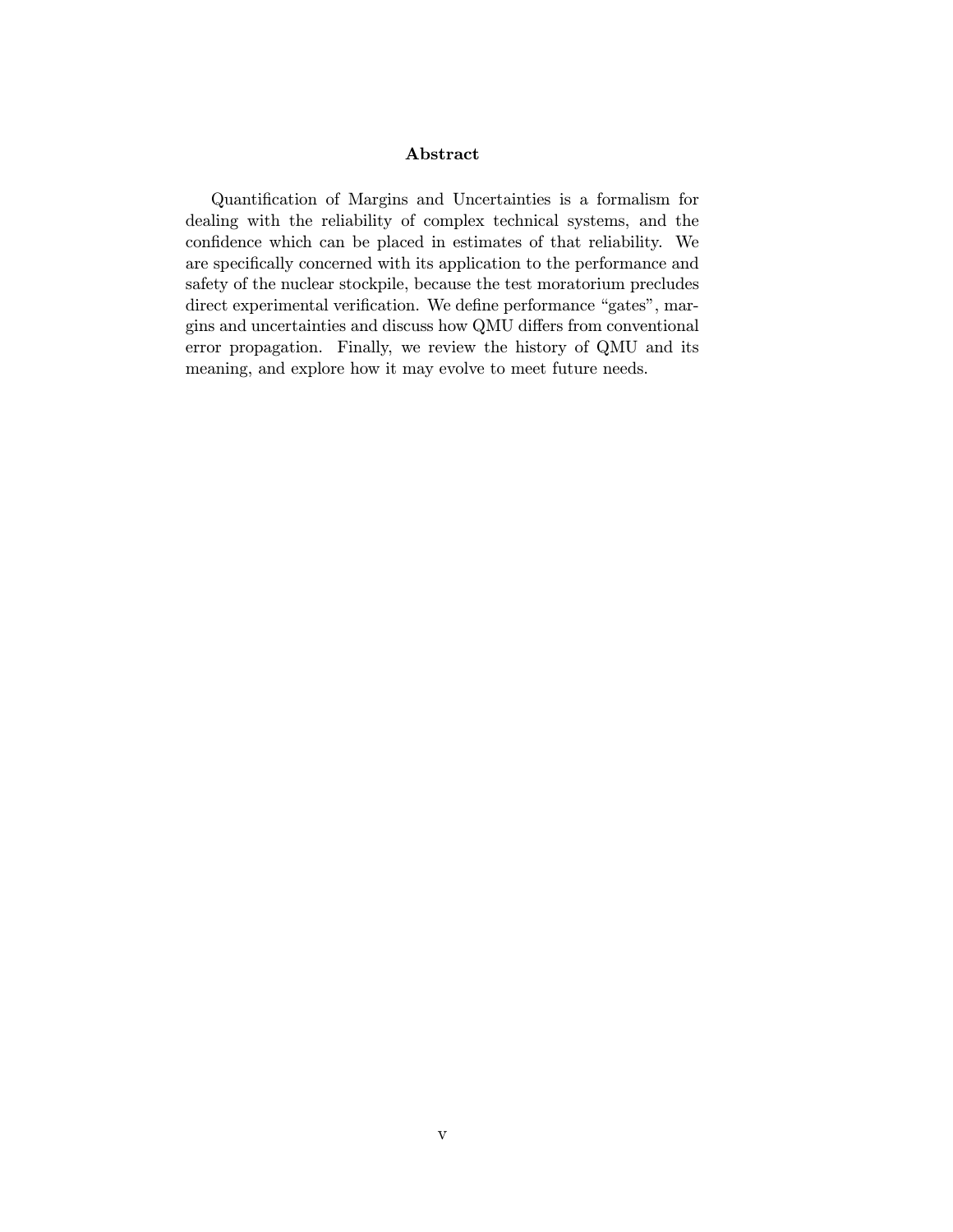## Abstract

Quantification of Margins and Uncertainties is a formalism for dealing with the reliability of complex technical systems, and the confidence which can be placed in estimates of that reliability. We are specifically concerned with its application to the performance and safety of the nuclear stockpile, because the test moratorium precludes direct experimental verification. We define performance "gates", margins and uncertainties and discuss how QMU differs from conventional error propagation. Finally, we review the history of QMU and its meaning, and explore how it may evolve to meet future needs.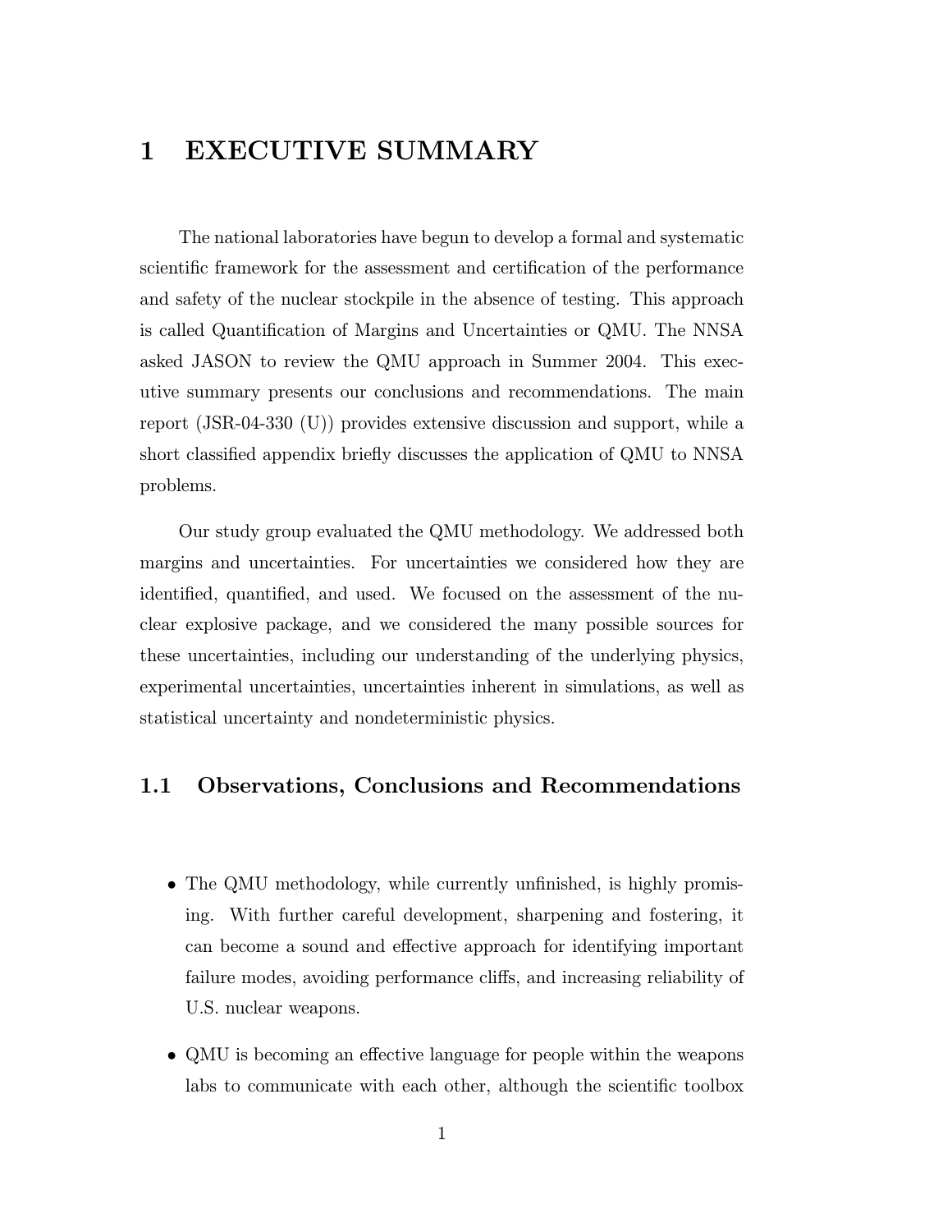# 1 EXECUTIVE SUMMARY

The national laboratories have begun to develop a formal and systematic scientific framework for the assessment and certification of the performance and safety of the nuclear stockpile in the absence of testing. This approach is called Quantification of Margins and Uncertainties or QMU. The NNSA asked JASON to review the QMU approach in Summer 2004. This executive summary presents our conclusions and recommendations. The main report (JSR-04-330 (U)) provides extensive discussion and support, while a short classified appendix briefly discusses the application of QMU to NNSA problems.

Our study group evaluated the QMU methodology. We addressed both margins and uncertainties. For uncertainties we considered how they are identified, quantified, and used. We focused on the assessment of the nuclear explosive package, and we considered the many possible sources for these uncertainties, including our understanding of the underlying physics, experimental uncertainties, uncertainties inherent in simulations, as well as statistical uncertainty and nondeterministic physics.

## 1.1 Observations, Conclusions and Recommendations

- The QMU methodology, while currently unfinished, is highly promising. With further careful development, sharpening and fostering, it can become a sound and effective approach for identifying important failure modes, avoiding performance cliffs, and increasing reliability of U.S. nuclear weapons.
- QMU is becoming an effective language for people within the weapons labs to communicate with each other, although the scientific toolbox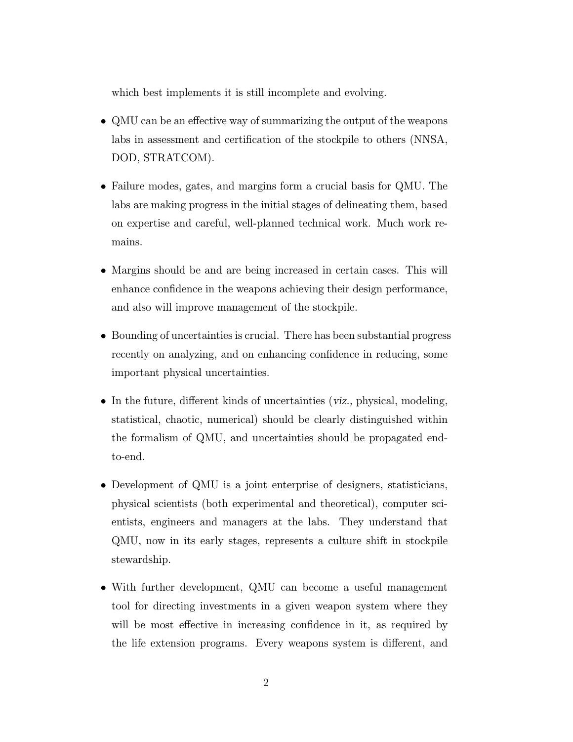which best implements it is still incomplete and evolving.

- QMU can be an effective way of summarizing the output of the weapons labs in assessment and certification of the stockpile to others (NNSA, DOD, STRATCOM).

- Failure modes, gates, and margins form a crucial basis for QMU. The labs are making progress in the initial stages of delineating them, based on expertise and careful, well-planned technical work. Much work remains.

- Margins should be and are being increased in certain cases. This will enhance confidence in the weapons achieving their design performance, and also will improve management of the stockpile.

- Bounding of uncertainties is crucial. There has been substantial progress recently on analyzing, and on enhancing confidence in reducing, some important physical uncertainties.

- In the future, different kinds of uncertainties (*viz.,* physical, modeling, statistical, chaotic, numerical) should be clearly distinguished within the formalism of QMU, and uncertainties should be propagated end-to-end.

- Development of QMU is a joint enterprise of designers, statisticians, physical scientists (both experimental and theoretical), computer scientists, engineers and managers at the labs. They understand that QMU, now in its early stages, represents a culture shift in stockpile stewardship.

- With further development, QMU can become a useful management tool for directing investments in a given weapon system where they will be most effective in increasing confidence in it, as required by the life extension programs. Every weapons system is different, and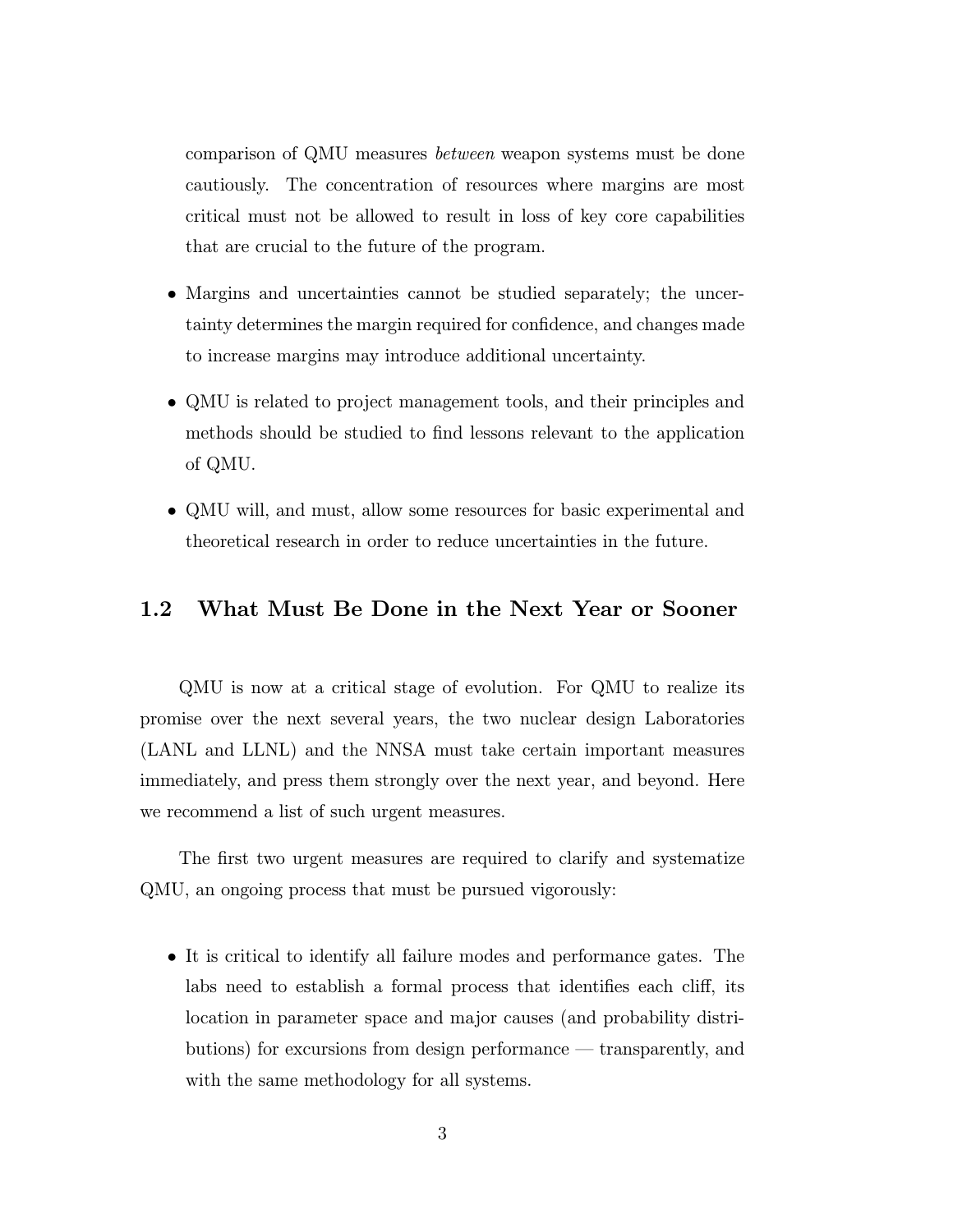comparison of QMU measures *between* weapon systems must be done cautiously. The concentration of resources where margins are most critical must not be allowed to result in loss of key core capabilities that are crucial to the future of the program.

- Margins and uncertainties cannot be studied separately; the uncertainty determines the margin required for confidence, and changes made to increase margins may introduce additional uncertainty.

- QMU is related to project management tools, and their principles and methods should be studied to find lessons relevant to the application of QMU.

- QMU will, and must, allow some resources for basic experimental and theoretical research in order to reduce uncertainties in the future.

## 1.2 What Must Be Done in the Next Year or Sooner

QMU is now at a critical stage of evolution. For QMU to realize its promise over the next several years, the two nuclear design Laboratories (LANL and LLNL) and the NNSA must take certain important measures immediately, and press them strongly over the next year, and beyond. Here we recommend a list of such urgent measures.

The first two urgent measures are required to clarify and systematize QMU, an ongoing process that must be pursued vigorously:

- It is critical to identify all failure modes and performance gates. The labs need to establish a formal process that identifies each cliff, its location in parameter space and major causes (and probability distributions) for excursions from design performance — transparently, and with the same methodology for all systems.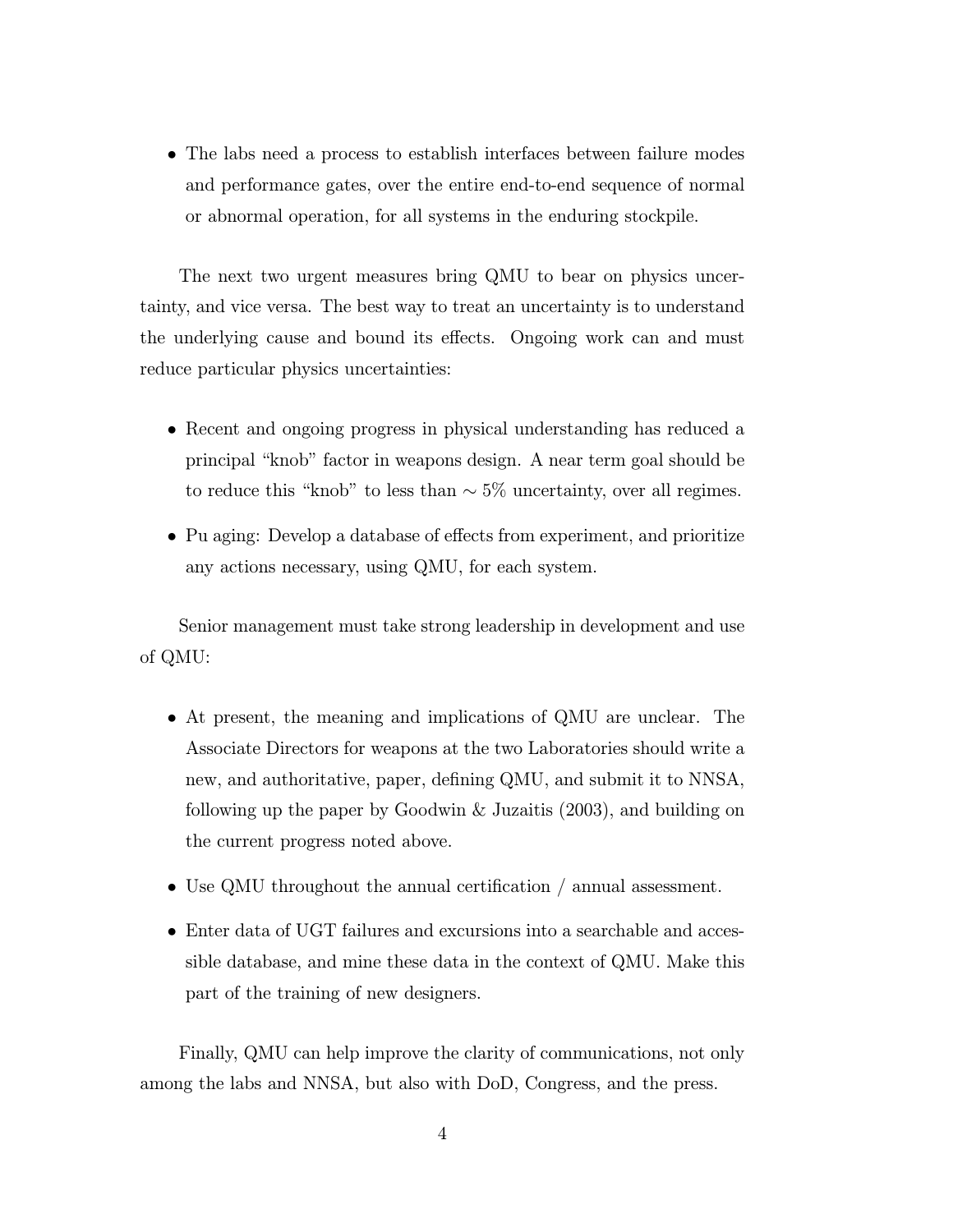- The labs need a process to establish interfaces between failure modes and performance gates, over the entire end-to-end sequence of normal or abnormal operation, for all systems in the enduring stockpile.

The next two urgent measures bring QMU to bear on physics uncertainty, and vice versa. The best way to treat an uncertainty is to understand the underlying cause and bound its effects. Ongoing work can and must reduce particular physics uncertainties:

- Recent and ongoing progress in physical understanding has reduced a principal "knob" factor in weapons design. A near term goal should be to reduce this "knob" to less than $\sim 5\%$ uncertainty, over all regimes.
- Pu aging: Develop a database of effects from experiment, and prioritize any actions necessary, using QMU, for each system.

Senior management must take strong leadership in development and use of QMU:

- At present, the meaning and implications of QMU are unclear. The Associate Directors for weapons at the two Laboratories should write a new, and authoritative, paper, defining QMU, and submit it to NNSA, following up the paper by Goodwin & Juzaitis (2003), and building on the current progress noted above.
- Use QMU throughout the annual certification / annual assessment.
- Enter data of UGT failures and excursions into a searchable and accessible database, and mine these data in the context of QMU. Make this part of the training of new designers.

Finally, QMU can help improve the clarity of communications, not only among the labs and NNSA, but also with DoD, Congress, and the press.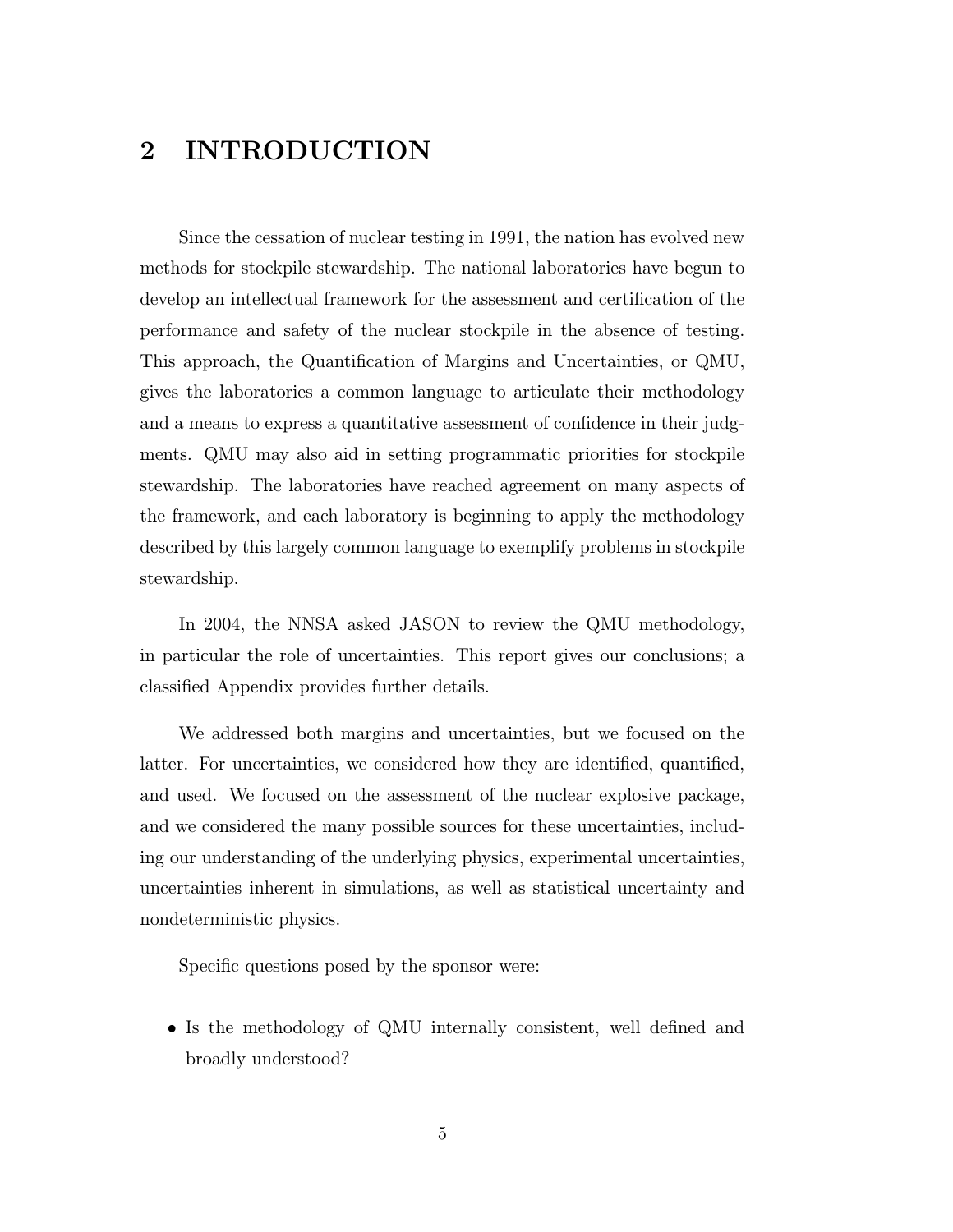# 2 INTRODUCTION

Since the cessation of nuclear testing in 1991, the nation has evolved new methods for stockpile stewardship. The national laboratories have begun to develop an intellectual framework for the assessment and certification of the performance and safety of the nuclear stockpile in the absence of testing. This approach, the Quantification of Margins and Uncertainties, or QMU, gives the laboratories a common language to articulate their methodology and a means to express a quantitative assessment of confidence in their judgments. QMU may also aid in setting programmatic priorities for stockpile stewardship. The laboratories have reached agreement on many aspects of the framework, and each laboratory is beginning to apply the methodology described by this largely common language to exemplify problems in stockpile stewardship.

In 2004, the NNSA asked JASON to review the QMU methodology, in particular the role of uncertainties. This report gives our conclusions; a classified Appendix provides further details.

We addressed both margins and uncertainties, but we focused on the latter. For uncertainties, we considered how they are identified, quantified, and used. We focused on the assessment of the nuclear explosive package, and we considered the many possible sources for these uncertainties, including our understanding of the underlying physics, experimental uncertainties, uncertainties inherent in simulations, as well as statistical uncertainty and nondeterministic physics.

Specific questions posed by the sponsor were:

- Is the methodology of QMU internally consistent, well defined and broadly understood?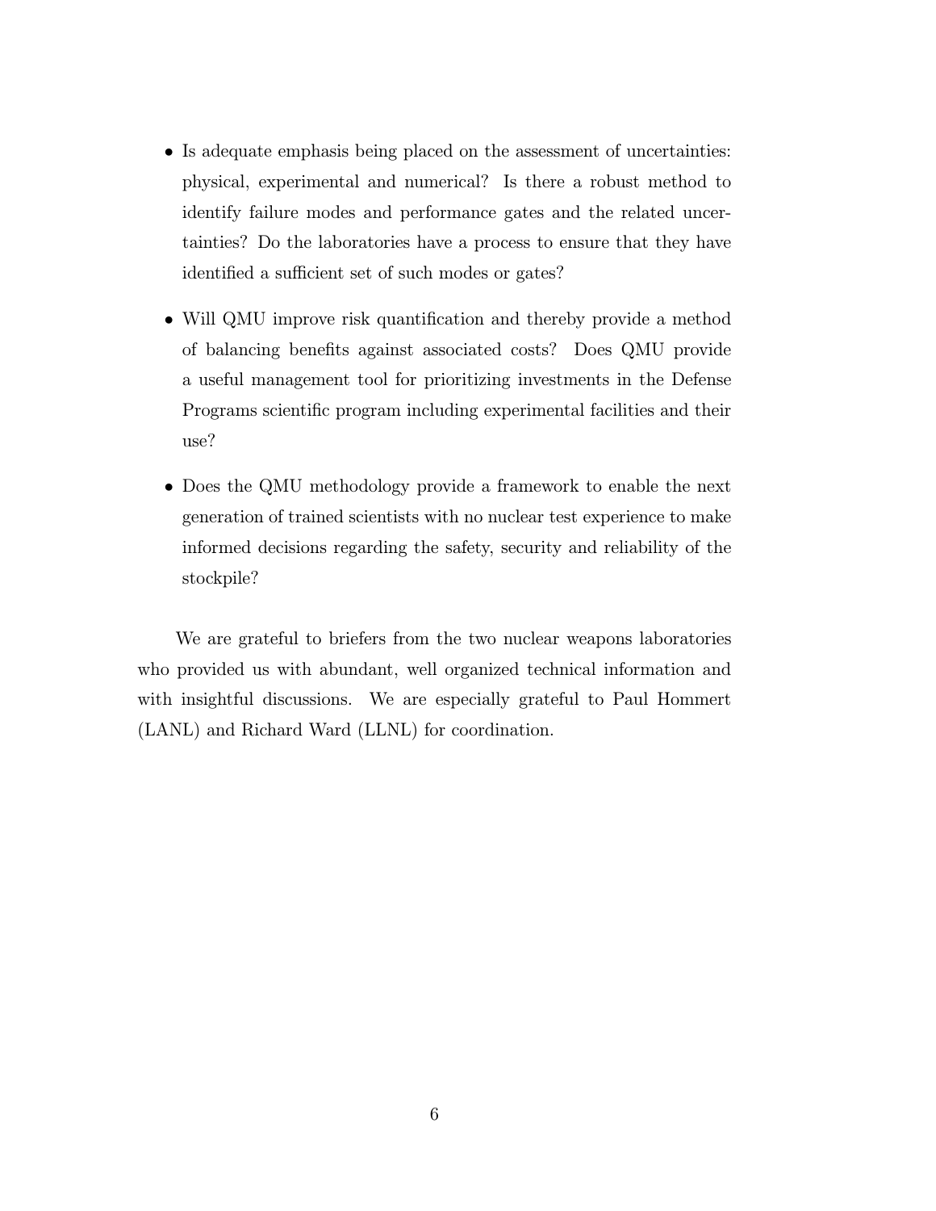- Is adequate emphasis being placed on the assessment of uncertainties: physical, experimental and numerical? Is there a robust method to identify failure modes and performance gates and the related uncertainties? Do the laboratories have a process to ensure that they have identified a sufficient set of such modes or gates?

- Will QMU improve risk quantification and thereby provide a method of balancing benefits against associated costs? Does QMU provide a useful management tool for prioritizing investments in the Defense Programs scientific program including experimental facilities and their use?

- Does the QMU methodology provide a framework to enable the next generation of trained scientists with no nuclear test experience to make informed decisions regarding the safety, security and reliability of the stockpile?

We are grateful to briefers from the two nuclear weapons laboratories who provided us with abundant, well organized technical information and with insightful discussions. We are especially grateful to Paul Hommert (LANL) and Richard Ward (LLNL) for coordination.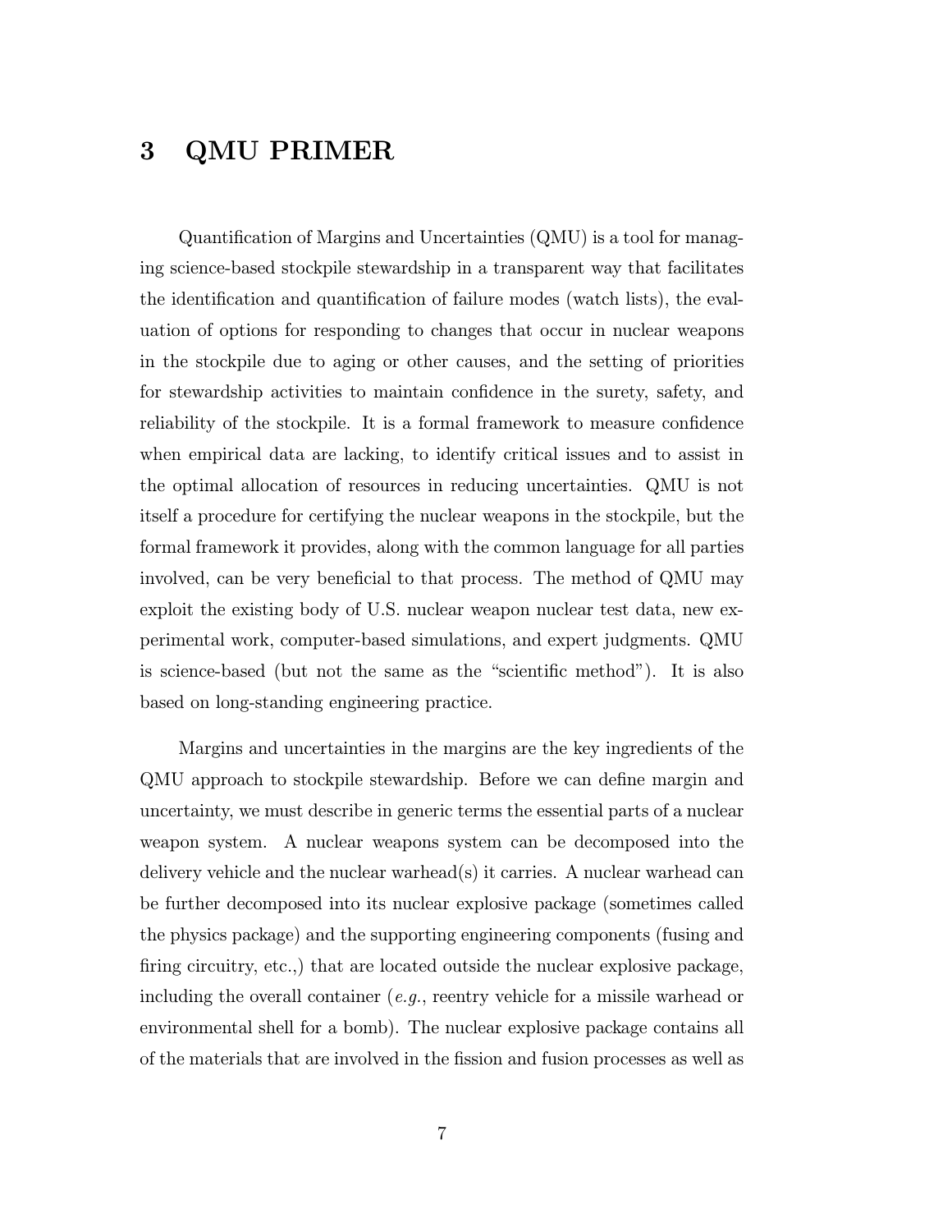# 3 QMU PRIMER

Quantification of Margins and Uncertainties (QMU) is a tool for managing science-based stockpile stewardship in a transparent way that facilitates the identification and quantification of failure modes (watch lists), the evaluation of options for responding to changes that occur in nuclear weapons in the stockpile due to aging or other causes, and the setting of priorities for stewardship activities to maintain confidence in the surety, safety, and reliability of the stockpile. It is a formal framework to measure confidence when empirical data are lacking, to identify critical issues and to assist in the optimal allocation of resources in reducing uncertainties. QMU is not itself a procedure for certifying the nuclear weapons in the stockpile, but the formal framework it provides, along with the common language for all parties involved, can be very beneficial to that process. The method of QMU may exploit the existing body of U.S. nuclear weapon nuclear test data, new experimental work, computer-based simulations, and expert judgments. QMU is science-based (but not the same as the "scientific method"). It is also based on long-standing engineering practice.

Margins and uncertainties in the margins are the key ingredients of the QMU approach to stockpile stewardship. Before we can define margin and uncertainty, we must describe in generic terms the essential parts of a nuclear weapon system. A nuclear weapons system can be decomposed into the delivery vehicle and the nuclear warhead(s) it carries. A nuclear warhead can be further decomposed into its nuclear explosive package (sometimes called the physics package) and the supporting engineering components (fusing and firing circuitry, etc.,) that are located outside the nuclear explosive package, including the overall container (*e.g.*, reentry vehicle for a missile warhead or environmental shell for a bomb). The nuclear explosive package contains all of the materials that are involved in the fission and fusion processes as well as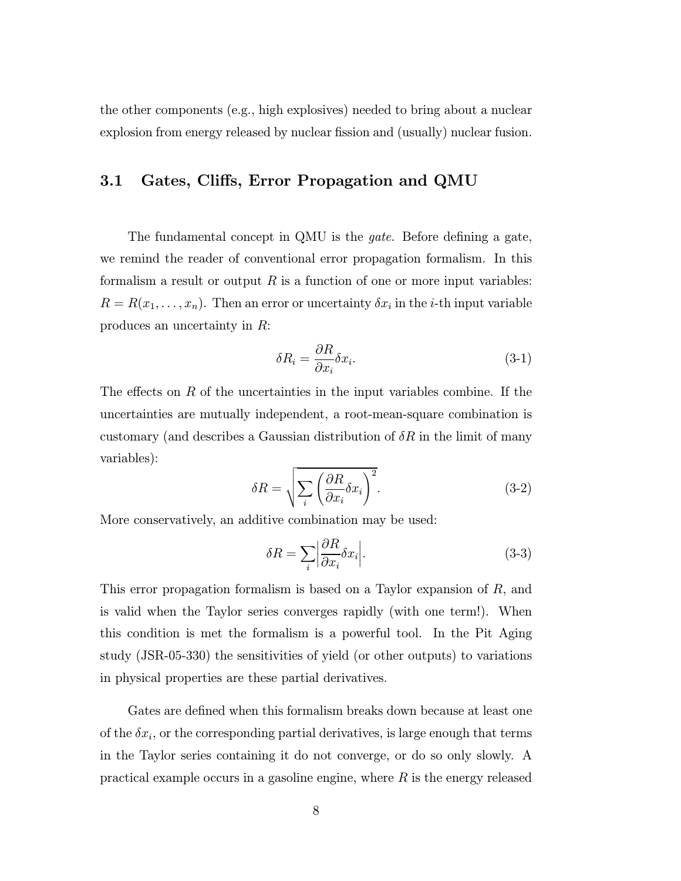the other components (e.g., high explosives) needed to bring about a nuclear explosion from energy released by nuclear fission and (usually) nuclear fusion.

## 3.1 Gates, Cliffs, Error Propagation and QMU

The fundamental concept in QMU is the *gate*. Before defining a gate, we remind the reader of conventional error propagation formalism. In this formalism a result or output $R$ is a function of one or more input variables: $R = R(x_1, \ldots, x_n)$. Then an error or uncertainty $\delta x_i$ in the $i$-th input variable produces an uncertainty in $R$:

$$\delta R_i = \frac{\partial R}{\partial x_i} \delta x_i. \tag{3-1}$$

The effects on $R$ of the uncertainties in the input variables combine. If the uncertainties are mutually independent, a root-mean-square combination is customary (and describes a Gaussian distribution of $\delta R$ in the limit of many variables):

$$\delta R = \sqrt{\sum_i \left( \frac{\partial R}{\partial x_i} \delta x_i \right)^2}. \tag{3-2}$$

More conservatively, an additive combination may be used:

$$\delta R = \sum_i \left| \frac{\partial R}{\partial x_i} \delta x_i \right|. \tag{3-3}$$

This error propagation formalism is based on a Taylor expansion of $R$, and is valid when the Taylor series converges rapidly (with one term!). When this condition is met the formalism is a powerful tool. In the Pit Aging study (JSR-05-330) the sensitivities of yield (or other outputs) to variations in physical properties are these partial derivatives.

Gates are defined when this formalism breaks down because at least one of the $\delta x_i$, or the corresponding partial derivatives, is large enough that terms in the Taylor series containing it do not converge, or do so only slowly. A practical example occurs in a gasoline engine, where $R$ is the energy released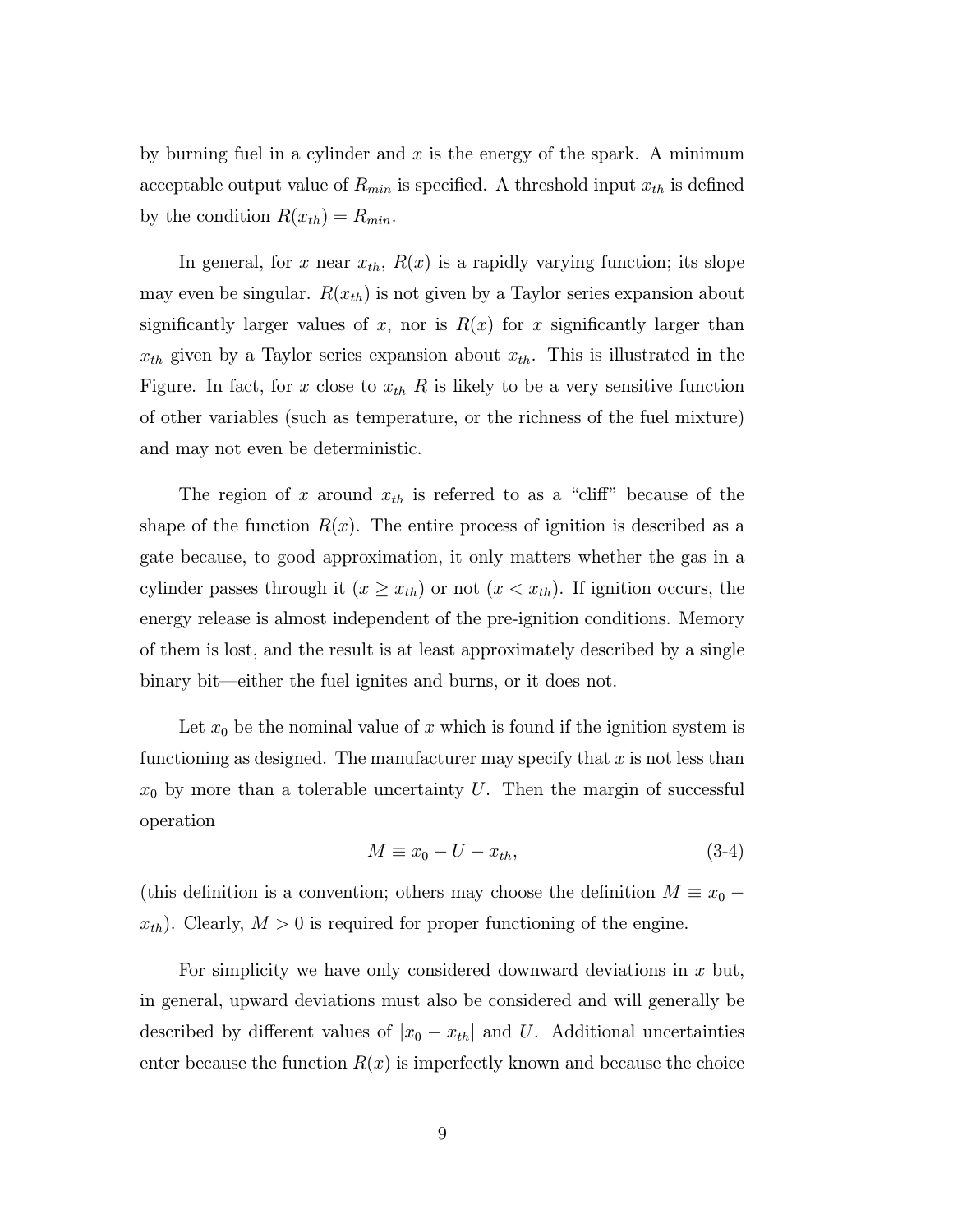by burning fuel in a cylinder and $x$ is the energy of the spark. A minimum acceptable output value of $R_{min}$ is specified. A threshold input $x_{th}$ is defined by the condition $R(x_{th}) = R_{min}$.

In general, for $x$ near $x_{th}$, $R(x)$ is a rapidly varying function; its slope may even be singular. $R(x_{th})$ is not given by a Taylor series expansion about significantly larger values of $x$, nor is $R(x)$ for $x$ significantly larger than $x_{th}$ given by a Taylor series expansion about $x_{th}$. This is illustrated in the Figure. In fact, for $x$ close to $x_{th}$ $R$ is likely to be a very sensitive function of other variables (such as temperature, or the richness of the fuel mixture) and may not even be deterministic.

The region of $x$ around $x_{th}$ is referred to as a "cliff" because of the shape of the function $R(x)$. The entire process of ignition is described as a gate because, to good approximation, it only matters whether the gas in a cylinder passes through it ($x \geq x_{th}$) or not ($x < x_{th}$). If ignition occurs, the energy release is almost independent of the pre-ignition conditions. Memory of them is lost, and the result is at least approximately described by a single binary bit—either the fuel ignites and burns, or it does not.

Let $x_0$ be the nominal value of $x$ which is found if the ignition system is functioning as designed. The manufacturer may specify that $x$ is not less than $x_0$ by more than a tolerable uncertainty $U$. Then the margin of successful operation

$$M \equiv x_0 - U - x_{th}, \tag{3-4}$$

(this definition is a convention; others may choose the definition $M \equiv x_0 - x_{th}$). Clearly, $M > 0$ is required for proper functioning of the engine.

For simplicity we have only considered downward deviations in $x$ but, in general, upward deviations must also be considered and will generally be described by different values of $|x_0 - x_{th}|$ and $U$. Additional uncertainties enter because the function $R(x)$ is imperfectly known and because the choice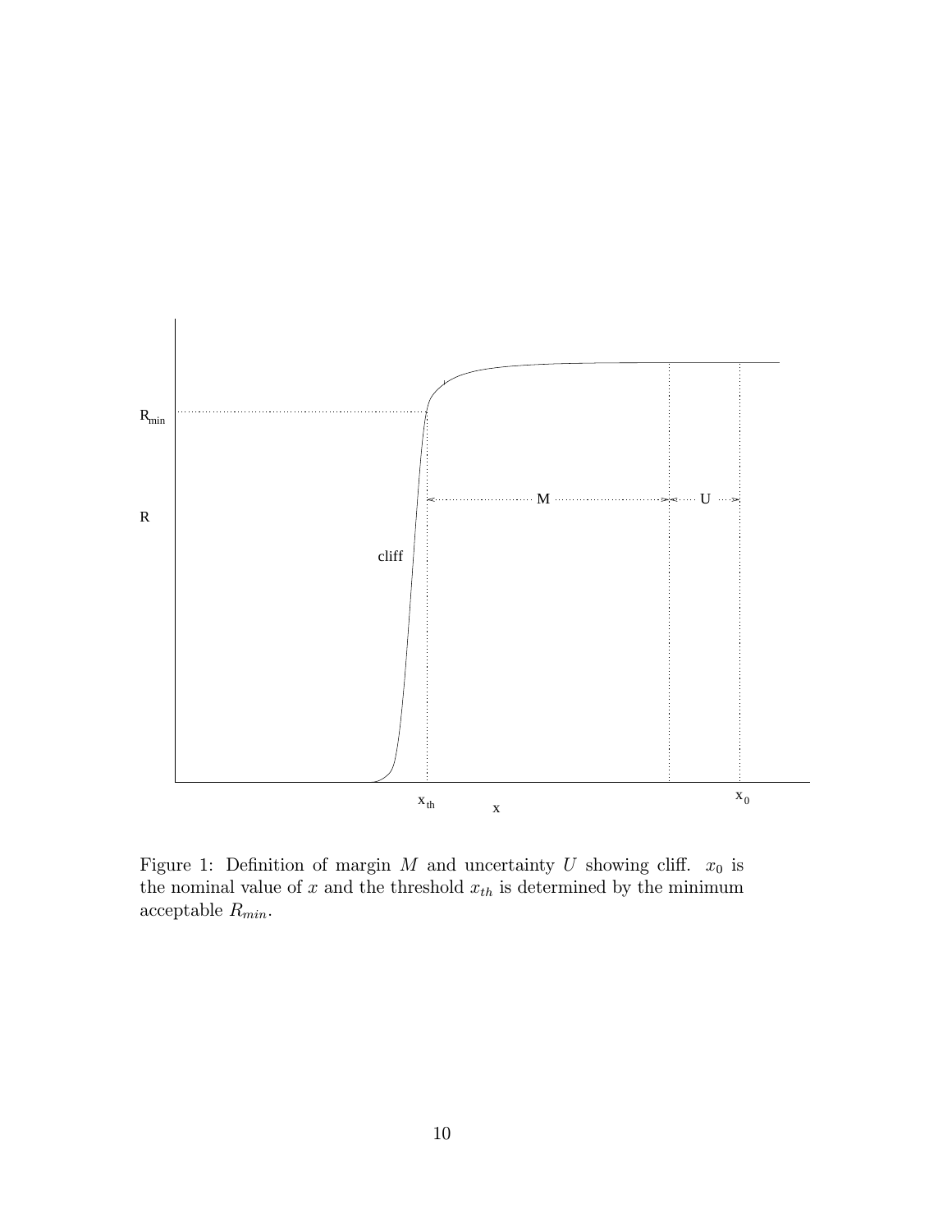Figure 1: Definition of margin $M$ and uncertainty $U$ showing cliff. $x_0$ is the nominal value of $x$ and the threshold $x_{th}$ is determined by the minimum acceptable $R_{min}$.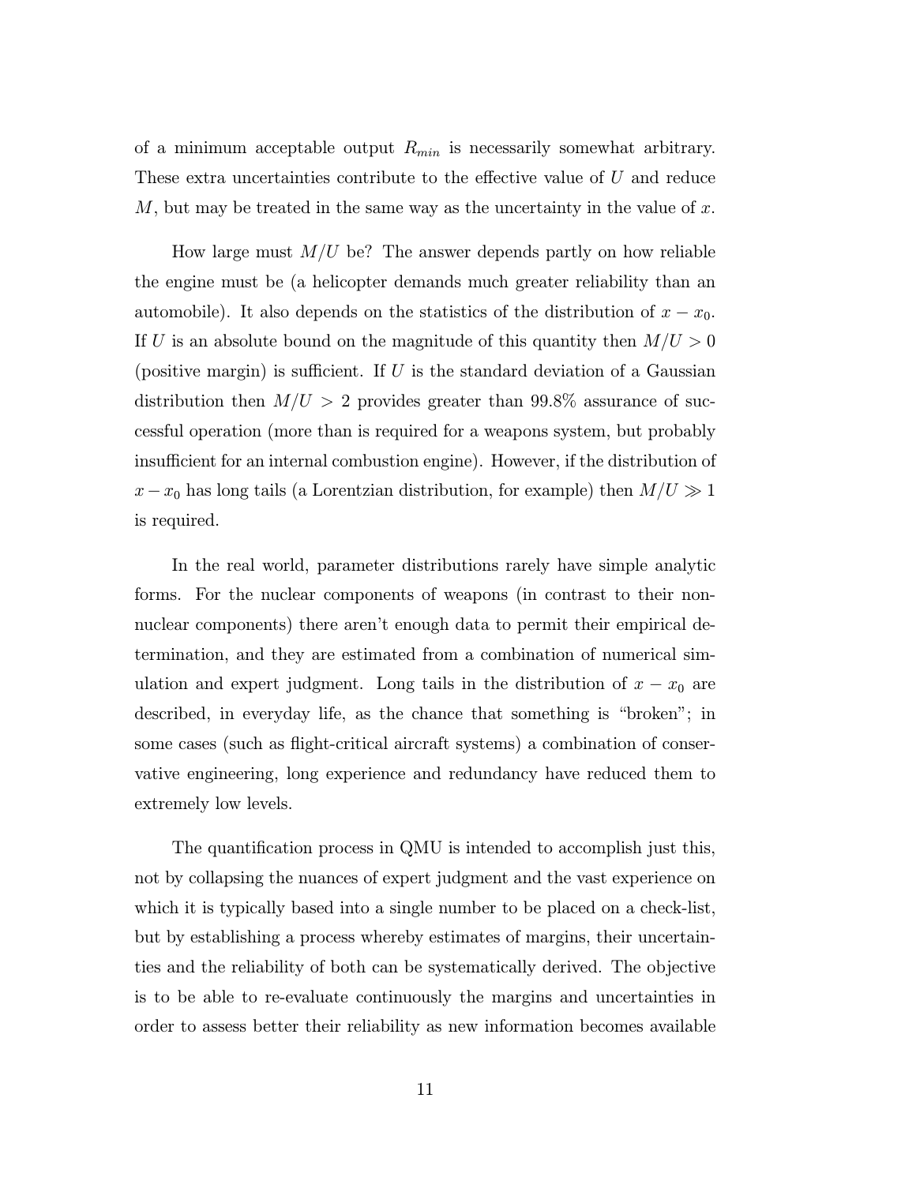of a minimum acceptable output $R_{min}$ is necessarily somewhat arbitrary. These extra uncertainties contribute to the effective value of $U$ and reduce $M$, but may be treated in the same way as the uncertainty in the value of $x$.

How large must $M/U$ be? The answer depends partly on how reliable the engine must be (a helicopter demands much greater reliability than an automobile). It also depends on the statistics of the distribution of $x - x_0$. If $U$ is an absolute bound on the magnitude of this quantity then $M/U > 0$ (positive margin) is sufficient. If $U$ is the standard deviation of a Gaussian distribution then $M/U > 2$ provides greater than 99.8% assurance of successful operation (more than is required for a weapons system, but probably insufficient for an internal combustion engine). However, if the distribution of $x - x_0$ has long tails (a Lorentzian distribution, for example) then $M/U \gg 1$ is required.

In the real world, parameter distributions rarely have simple analytic forms. For the nuclear components of weapons (in contrast to their non-nuclear components) there aren't enough data to permit their empirical determination, and they are estimated from a combination of numerical simulation and expert judgment. Long tails in the distribution of $x - x_0$ are described, in everyday life, as the chance that something is "broken"; in some cases (such as flight-critical aircraft systems) a combination of conservative engineering, long experience and redundancy have reduced them to extremely low levels.

The quantification process in QMU is intended to accomplish just this, not by collapsing the nuances of expert judgment and the vast experience on which it is typically based into a single number to be placed on a check-list, but by establishing a process whereby estimates of margins, their uncertainties and the reliability of both can be systematically derived. The objective is to be able to re-evaluate continuously the margins and uncertainties in order to assess better their reliability as new information becomes available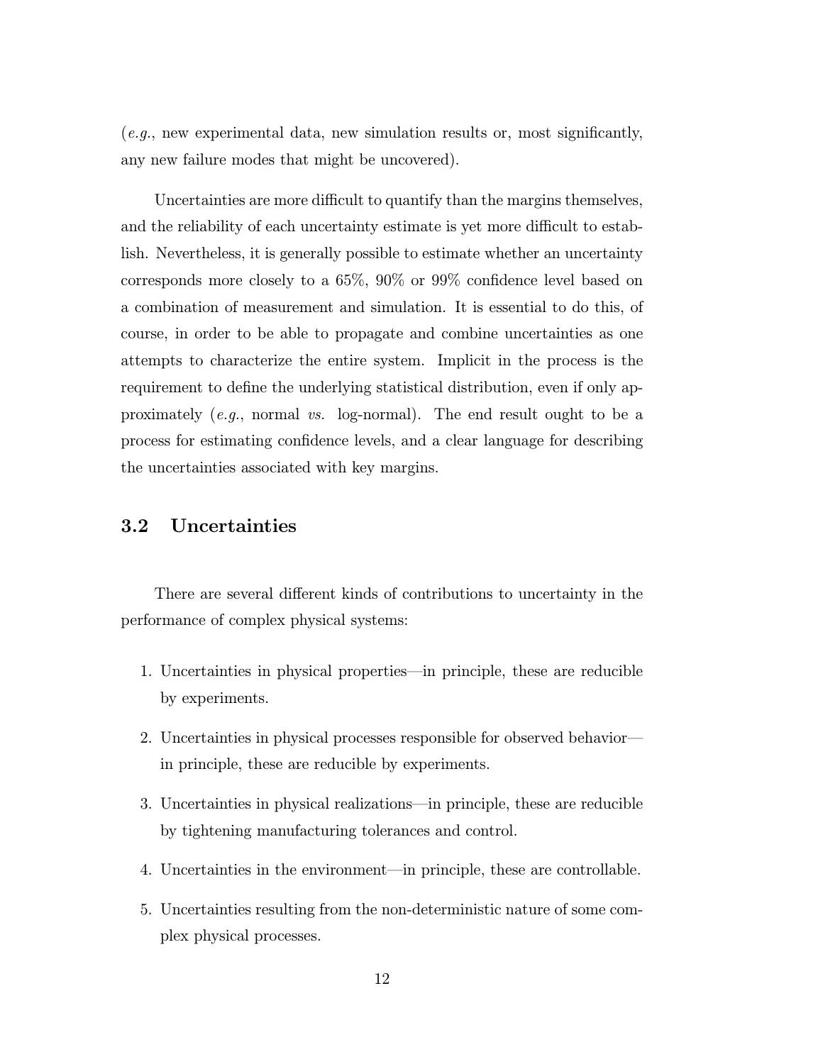(*e.g.*, new experimental data, new simulation results or, most significantly, any new failure modes that might be uncovered).

Uncertainties are more difficult to quantify than the margins themselves, and the reliability of each uncertainty estimate is yet more difficult to establish. Nevertheless, it is generally possible to estimate whether an uncertainty corresponds more closely to a 65%, 90% or 99% confidence level based on a combination of measurement and simulation. It is essential to do this, of course, in order to be able to propagate and combine uncertainties as one attempts to characterize the entire system. Implicit in the process is the requirement to define the underlying statistical distribution, even if only approximately (*e.g.*, normal *vs.* log-normal). The end result ought to be a process for estimating confidence levels, and a clear language for describing the uncertainties associated with key margins.

## 3.2 Uncertainties

There are several different kinds of contributions to uncertainty in the performance of complex physical systems:

1. Uncertainties in physical properties—in principle, these are reducible by experiments.
2. Uncertainties in physical processes responsible for observed behavior—in principle, these are reducible by experiments.
3. Uncertainties in physical realizations—in principle, these are reducible by tightening manufacturing tolerances and control.
4. Uncertainties in the environment—in principle, these are controllable.
5. Uncertainties resulting from the non-deterministic nature of some complex physical processes.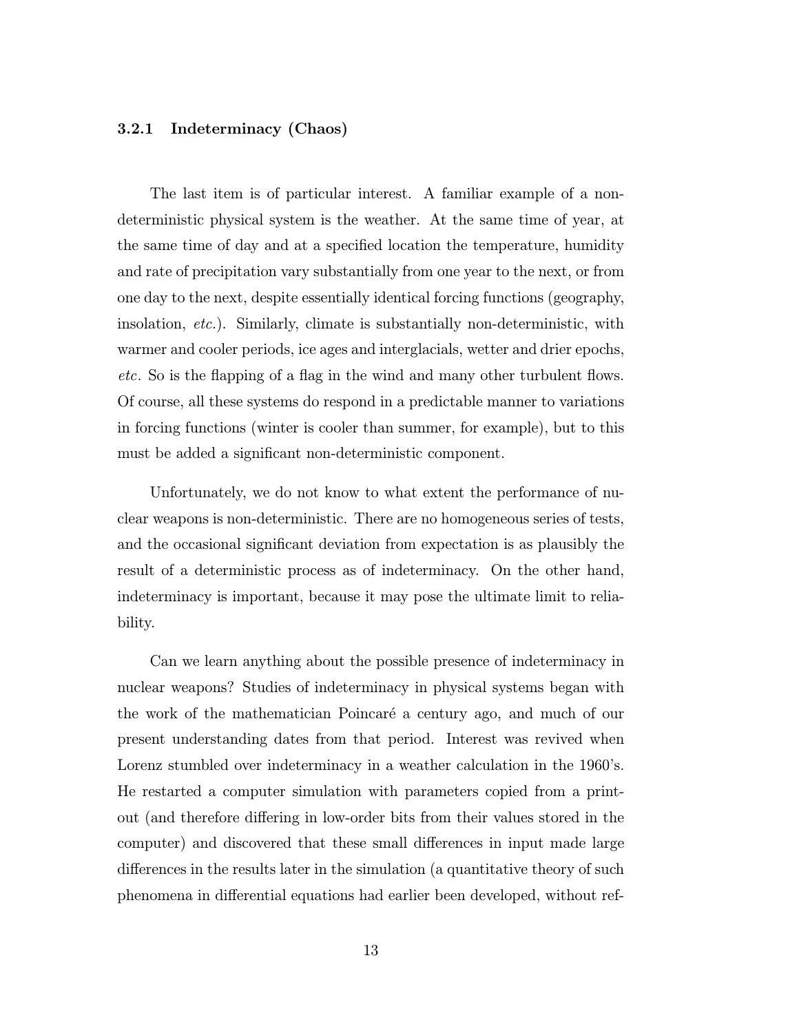### 3.2.1 Indeterminacy (Chaos)

The last item is of particular interest. A familiar example of a non-deterministic physical system is the weather. At the same time of year, at the same time of day and at a specified location the temperature, humidity and rate of precipitation vary substantially from one year to the next, or from one day to the next, despite essentially identical forcing functions (geography, insolation, *etc.*). Similarly, climate is substantially non-deterministic, with warmer and cooler periods, ice ages and interglacials, wetter and drier epochs, *etc*. So is the flapping of a flag in the wind and many other turbulent flows. Of course, all these systems do respond in a predictable manner to variations in forcing functions (winter is cooler than summer, for example), but to this must be added a significant non-deterministic component.

Unfortunately, we do not know to what extent the performance of nuclear weapons is non-deterministic. There are no homogeneous series of tests, and the occasional significant deviation from expectation is as plausibly the result of a deterministic process as of indeterminacy. On the other hand, indeterminacy is important, because it may pose the ultimate limit to reliability.

Can we learn anything about the possible presence of indeterminacy in nuclear weapons? Studies of indeterminacy in physical systems began with the work of the mathematician Poincaré a century ago, and much of our present understanding dates from that period. Interest was revived when Lorenz stumbled over indeterminacy in a weather calculation in the 1960's. He restarted a computer simulation with parameters copied from a printout (and therefore differing in low-order bits from their values stored in the computer) and discovered that these small differences in input made large differences in the results later in the simulation (a quantitative theory of such phenomena in differential equations had earlier been developed, without ref-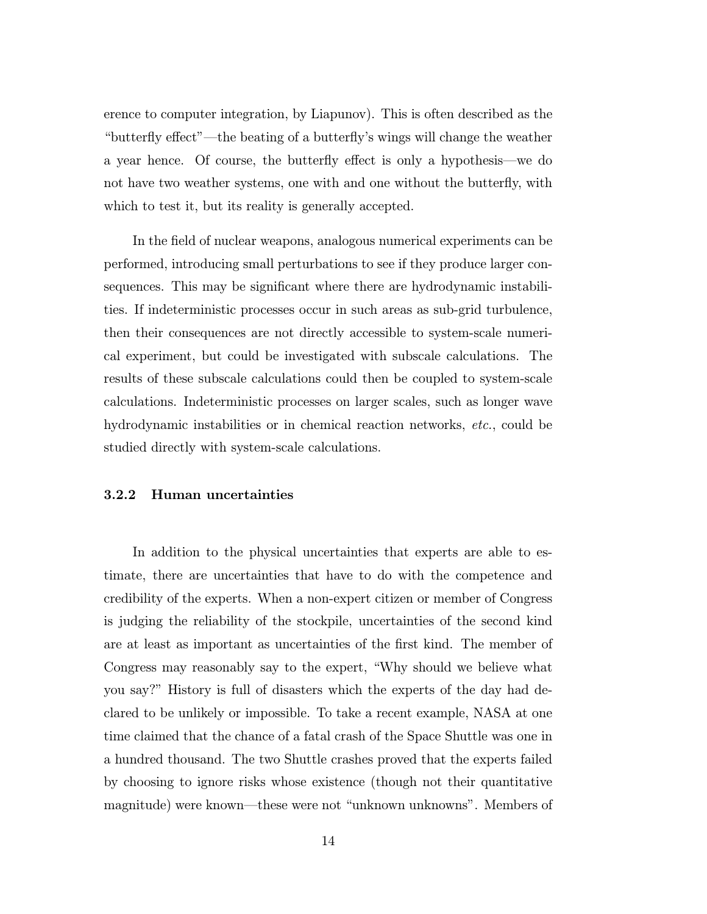erence to computer integration, by Liapunov). This is often described as the "butterfly effect"—the beating of a butterfly's wings will change the weather a year hence. Of course, the butterfly effect is only a hypothesis—we do not have two weather systems, one with and one without the butterfly, with which to test it, but its reality is generally accepted.

In the field of nuclear weapons, analogous numerical experiments can be performed, introducing small perturbations to see if they produce larger consequences. This may be significant where there are hydrodynamic instabilities. If indeterministic processes occur in such areas as sub-grid turbulence, then their consequences are not directly accessible to system-scale numerical experiment, but could be investigated with subscale calculations. The results of these subscale calculations could then be coupled to system-scale calculations. Indeterministic processes on larger scales, such as longer wave hydrodynamic instabilities or in chemical reaction networks, *etc.*, could be studied directly with system-scale calculations.

### 3.2.2 Human uncertainties

In addition to the physical uncertainties that experts are able to estimate, there are uncertainties that have to do with the competence and credibility of the experts. When a non-expert citizen or member of Congress is judging the reliability of the stockpile, uncertainties of the second kind are at least as important as uncertainties of the first kind. The member of Congress may reasonably say to the expert, "Why should we believe what you say?" History is full of disasters which the experts of the day had declared to be unlikely or impossible. To take a recent example, NASA at one time claimed that the chance of a fatal crash of the Space Shuttle was one in a hundred thousand. The two Shuttle crashes proved that the experts failed by choosing to ignore risks whose existence (though not their quantitative magnitude) were known—these were not "unknown unknowns". Members of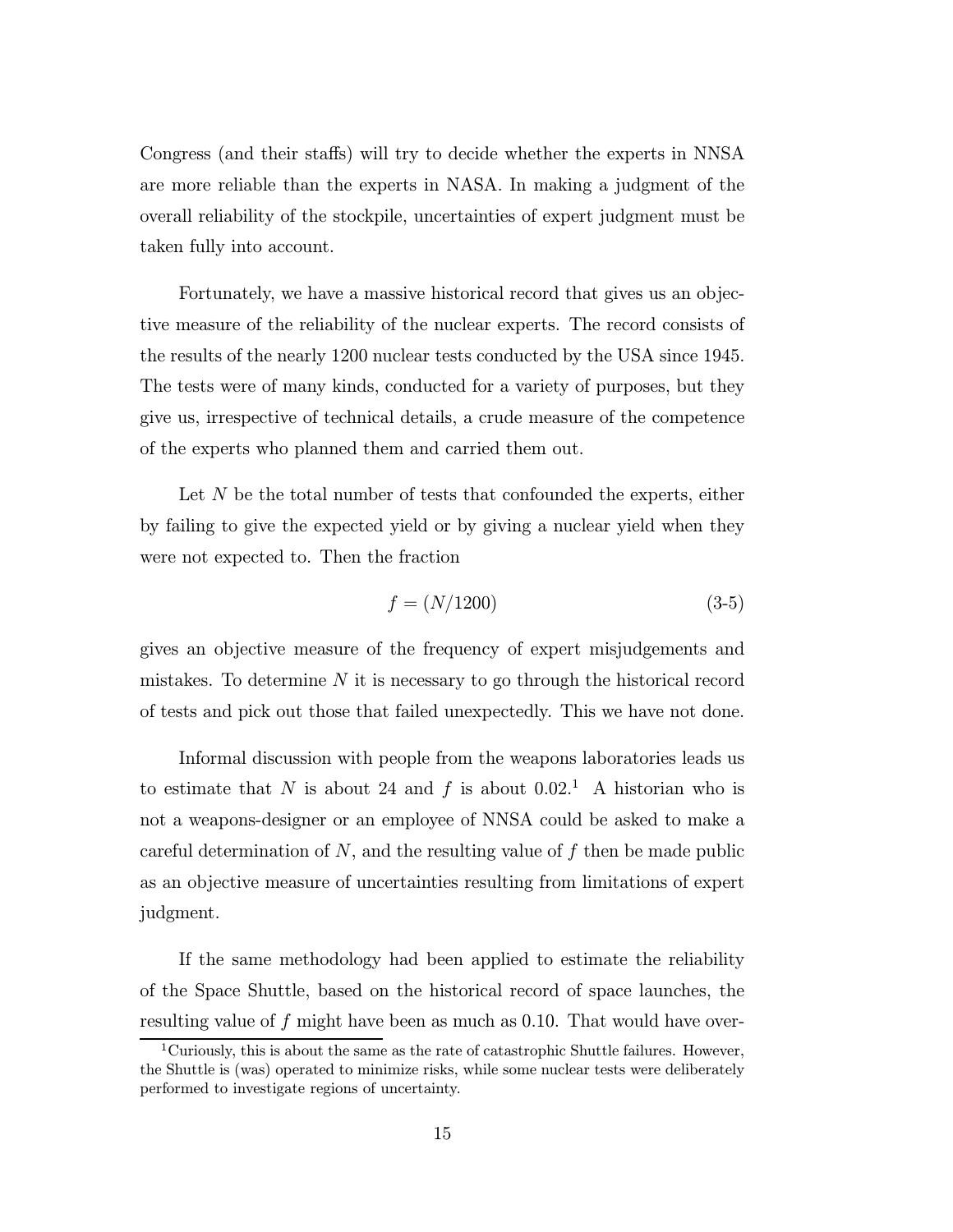Congress (and their staffs) will try to decide whether the experts in NNSA are more reliable than the experts in NASA. In making a judgment of the overall reliability of the stockpile, uncertainties of expert judgment must be taken fully into account.

Fortunately, we have a massive historical record that gives us an objective measure of the reliability of the nuclear experts. The record consists of the results of the nearly 1200 nuclear tests conducted by the USA since 1945. The tests were of many kinds, conducted for a variety of purposes, but they give us, irrespective of technical details, a crude measure of the competence of the experts who planned them and carried them out.

Let $N$ be the total number of tests that confounded the experts, either by failing to give the expected yield or by giving a nuclear yield when they were not expected to. Then the fraction

$$f = (N/1200) \tag{3-5}$$

gives an objective measure of the frequency of expert misjudgements and mistakes. To determine $N$ it is necessary to go through the historical record of tests and pick out those that failed unexpectedly. This we have not done.

Informal discussion with people from the weapons laboratories leads us to estimate that $N$ is about 24 and $f$ is about 0.02.[1] A historian who is not a weapons-designer or an employee of NNSA could be asked to make a careful determination of $N$, and the resulting value of $f$ then be made public as an objective measure of uncertainties resulting from limitations of expert judgment.

If the same methodology had been applied to estimate the reliability of the Space Shuttle, based on the historical record of space launches, the resulting value of $f$ might have been as much as 0.10. That would have over-

[1] Curiously, this is about the same as the rate of catastrophic Shuttle failures. However, the Shuttle is (was) operated to minimize risks, while some nuclear tests were deliberately performed to investigate regions of uncertainty.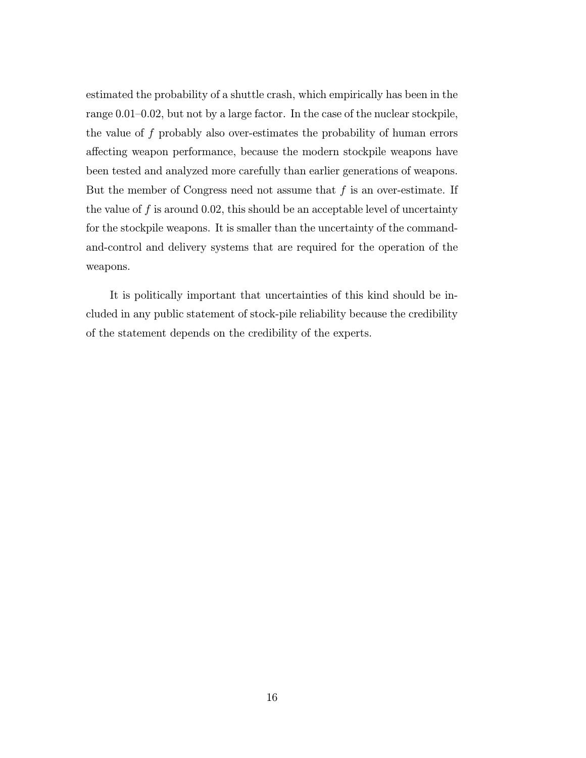estimated the probability of a shuttle crash, which empirically has been in the range 0.01–0.02, but not by a large factor. In the case of the nuclear stockpile, the value of $f$ probably also over-estimates the probability of human errors affecting weapon performance, because the modern stockpile weapons have been tested and analyzed more carefully than earlier generations of weapons. But the member of Congress need not assume that $f$ is an over-estimate. If the value of $f$ is around 0.02, this should be an acceptable level of uncertainty for the stockpile weapons. It is smaller than the uncertainty of the command-and-control and delivery systems that are required for the operation of the weapons.

It is politically important that uncertainties of this kind should be included in any public statement of stock-pile reliability because the credibility of the statement depends on the credibility of the experts.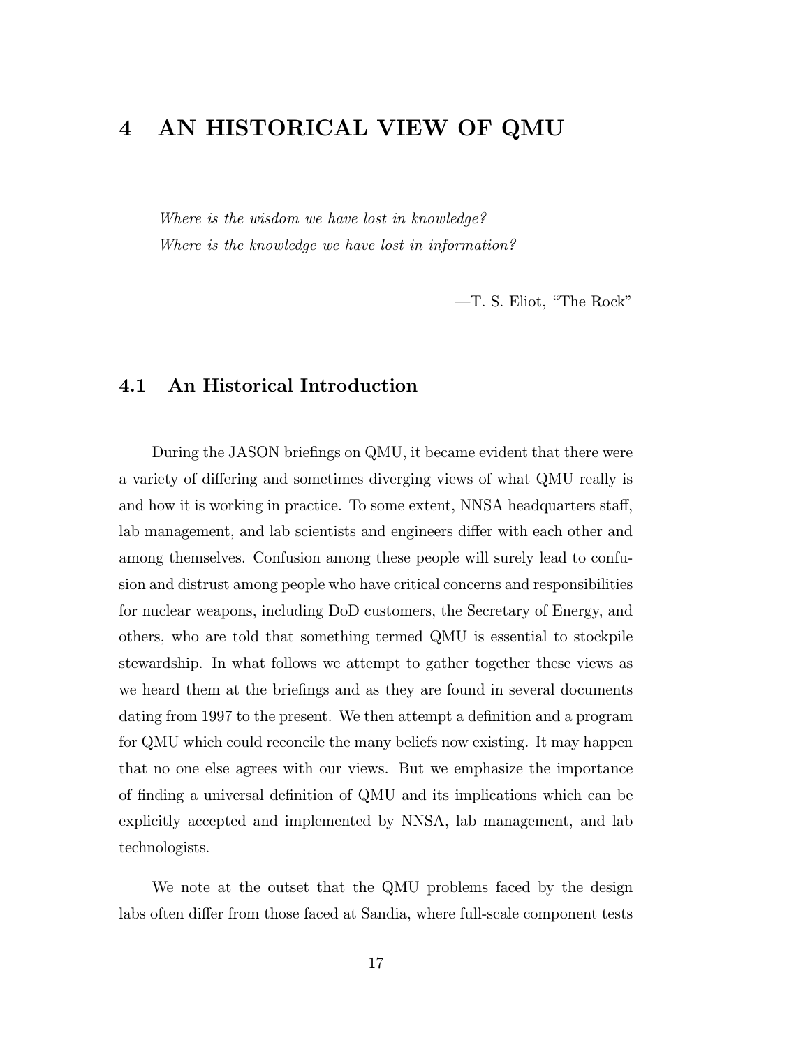# 4 AN HISTORICAL VIEW OF QMU

*Where is the wisdom we have lost in knowledge?*
*Where is the knowledge we have lost in information?*

—T. S. Eliot, "The Rock"

## 4.1 An Historical Introduction

During the JASON briefings on QMU, it became evident that there were a variety of differing and sometimes diverging views of what QMU really is and how it is working in practice. To some extent, NNSA headquarters staff, lab management, and lab scientists and engineers differ with each other and among themselves. Confusion among these people will surely lead to confusion and distrust among people who have critical concerns and responsibilities for nuclear weapons, including DoD customers, the Secretary of Energy, and others, who are told that something termed QMU is essential to stockpile stewardship. In what follows we attempt to gather together these views as we heard them at the briefings and as they are found in several documents dating from 1997 to the present. We then attempt a definition and a program for QMU which could reconcile the many beliefs now existing. It may happen that no one else agrees with our views. But we emphasize the importance of finding a universal definition of QMU and its implications which can be explicitly accepted and implemented by NNSA, lab management, and lab technologists.

We note at the outset that the QMU problems faced by the design labs often differ from those faced at Sandia, where full-scale component tests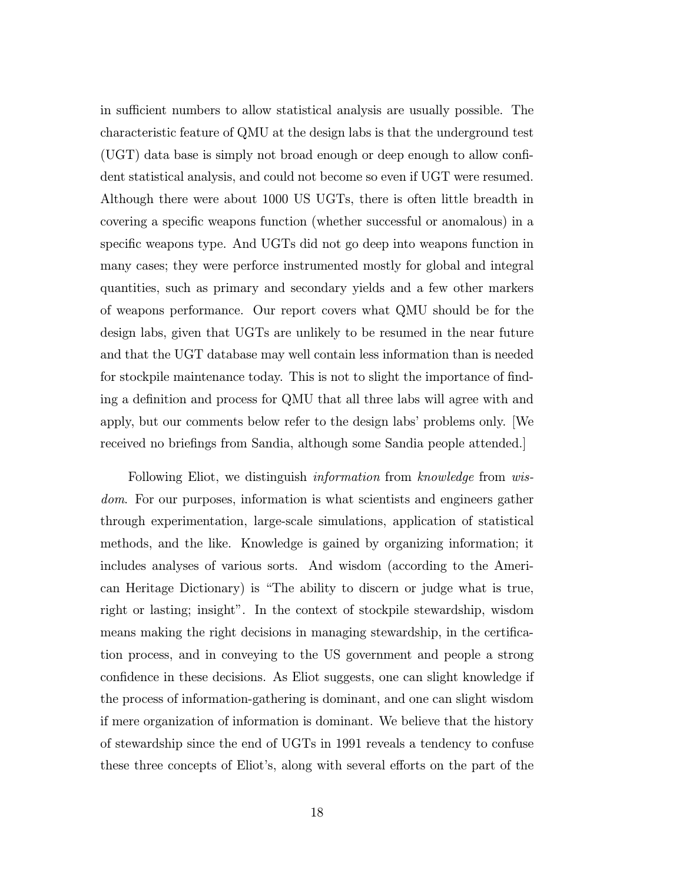in sufficient numbers to allow statistical analysis are usually possible. The characteristic feature of QMU at the design labs is that the underground test (UGT) data base is simply not broad enough or deep enough to allow confident statistical analysis, and could not become so even if UGT were resumed. Although there were about 1000 US UGTs, there is often little breadth in covering a specific weapons function (whether successful or anomalous) in a specific weapons type. And UGTs did not go deep into weapons function in many cases; they were perforce instrumented mostly for global and integral quantities, such as primary and secondary yields and a few other markers of weapons performance. Our report covers what QMU should be for the design labs, given that UGTs are unlikely to be resumed in the near future and that the UGT database may well contain less information than is needed for stockpile maintenance today. This is not to slight the importance of finding a definition and process for QMU that all three labs will agree with and apply, but our comments below refer to the design labs' problems only. [We received no briefings from Sandia, although some Sandia people attended.]

Following Eliot, we distinguish *information* from *knowledge* from *wisdom*. For our purposes, information is what scientists and engineers gather through experimentation, large-scale simulations, application of statistical methods, and the like. Knowledge is gained by organizing information; it includes analyses of various sorts. And wisdom (according to the American Heritage Dictionary) is "The ability to discern or judge what is true, right or lasting; insight". In the context of stockpile stewardship, wisdom means making the right decisions in managing stewardship, in the certification process, and in conveying to the US government and people a strong confidence in these decisions. As Eliot suggests, one can slight knowledge if the process of information-gathering is dominant, and one can slight wisdom if mere organization of information is dominant. We believe that the history of stewardship since the end of UGTs in 1991 reveals a tendency to confuse these three concepts of Eliot's, along with several efforts on the part of the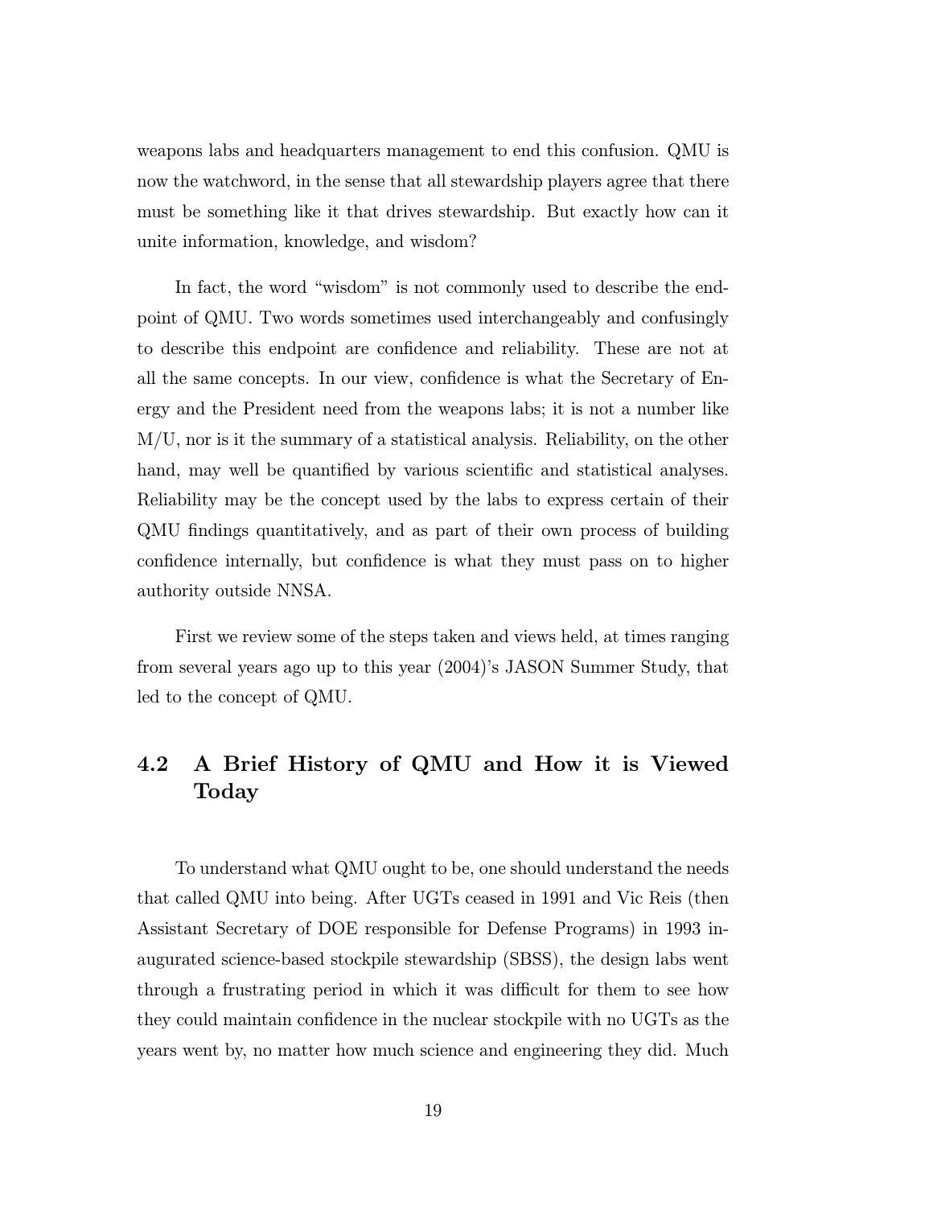weapons labs and headquarters management to end this confusion. QMU is now the watchword, in the sense that all stewardship players agree that there must be something like it that drives stewardship. But exactly how can it unite information, knowledge, and wisdom?

In fact, the word "wisdom" is not commonly used to describe the endpoint of QMU. Two words sometimes used interchangeably and confusingly to describe this endpoint are confidence and reliability. These are not at all the same concepts. In our view, confidence is what the Secretary of Energy and the President need from the weapons labs; it is not a number like M/U, nor is it the summary of a statistical analysis. Reliability, on the other hand, may well be quantified by various scientific and statistical analyses. Reliability may be the concept used by the labs to express certain of their QMU findings quantitatively, and as part of their own process of building confidence internally, but confidence is what they must pass on to higher authority outside NNSA.

First we review some of the steps taken and views held, at times ranging from several years ago up to this year (2004)'s JASON Summer Study, that led to the concept of QMU.

## 4.2 A Brief History of QMU and How it is Viewed Today

To understand what QMU ought to be, one should understand the needs that called QMU into being. After UGTs ceased in 1991 and Vic Reis (then Assistant Secretary of DOE responsible for Defense Programs) in 1993 inaugurated science-based stockpile stewardship (SBSS), the design labs went through a frustrating period in which it was difficult for them to see how they could maintain confidence in the nuclear stockpile with no UGTs as the years went by, no matter how much science and engineering they did. Much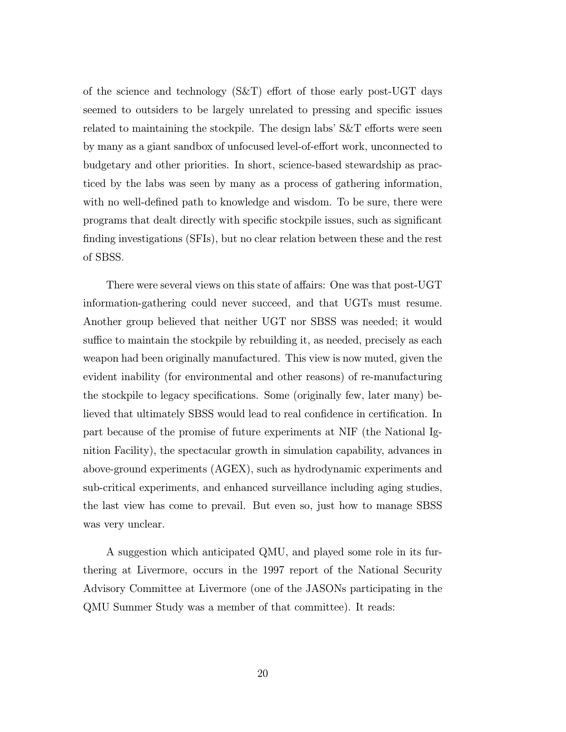of the science and technology (S&T) effort of those early post-UGT days seemed to outsiders to be largely unrelated to pressing and specific issues related to maintaining the stockpile. The design labs' S&T efforts were seen by many as a giant sandbox of unfocused level-of-effort work, unconnected to budgetary and other priorities. In short, science-based stewardship as practiced by the labs was seen by many as a process of gathering information, with no well-defined path to knowledge and wisdom. To be sure, there were programs that dealt directly with specific stockpile issues, such as significant finding investigations (SFIs), but no clear relation between these and the rest of SBSS.

There were several views on this state of affairs: One was that post-UGT information-gathering could never succeed, and that UGTs must resume. Another group believed that neither UGT nor SBSS was needed; it would suffice to maintain the stockpile by rebuilding it, as needed, precisely as each weapon had been originally manufactured. This view is now muted, given the evident inability (for environmental and other reasons) of re-manufacturing the stockpile to legacy specifications. Some (originally few, later many) believed that ultimately SBSS would lead to real confidence in certification. In part because of the promise of future experiments at NIF (the National Ignition Facility), the spectacular growth in simulation capability, advances in above-ground experiments (AGEX), such as hydrodynamic experiments and sub-critical experiments, and enhanced surveillance including aging studies, the last view has come to prevail. But even so, just how to manage SBSS was very unclear.

A suggestion which anticipated QMU, and played some role in its furthering at Livermore, occurs in the 1997 report of the National Security Advisory Committee at Livermore (one of the JASONs participating in the QMU Summer Study was a member of that committee). It reads: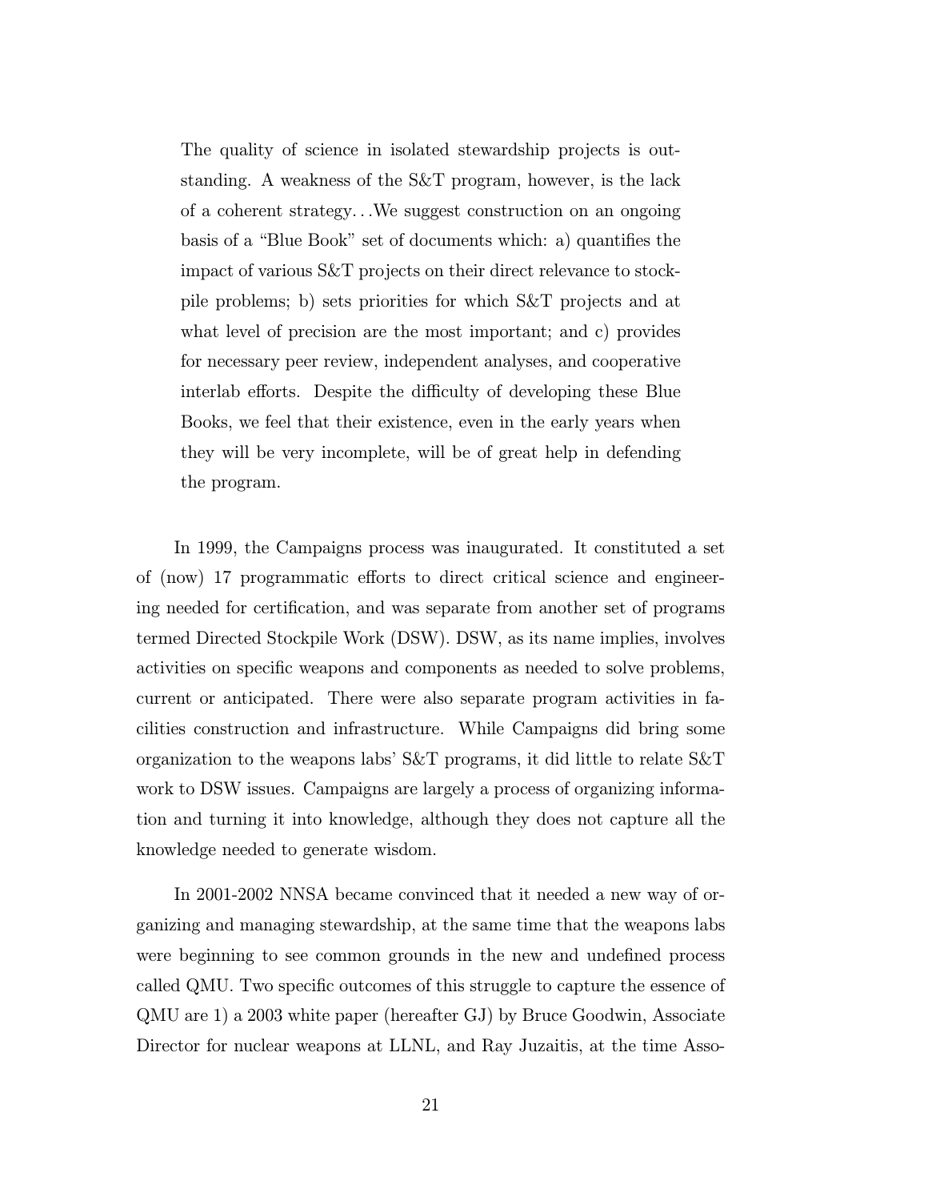> The quality of science in isolated stewardship projects is outstanding. A weakness of the S&T program, however, is the lack of a coherent strategy…We suggest construction on an ongoing basis of a "Blue Book" set of documents which: a) quantifies the impact of various S&T projects on their direct relevance to stockpile problems; b) sets priorities for which S&T projects and at what level of precision are the most important; and c) provides for necessary peer review, independent analyses, and cooperative interlab efforts. Despite the difficulty of developing these Blue Books, we feel that their existence, even in the early years when they will be very incomplete, will be of great help in defending the program.

In 1999, the Campaigns process was inaugurated. It constituted a set of (now) 17 programmatic efforts to direct critical science and engineering needed for certification, and was separate from another set of programs termed Directed Stockpile Work (DSW). DSW, as its name implies, involves activities on specific weapons and components as needed to solve problems, current or anticipated. There were also separate program activities in facilities construction and infrastructure. While Campaigns did bring some organization to the weapons labs' S&T programs, it did little to relate S&T work to DSW issues. Campaigns are largely a process of organizing information and turning it into knowledge, although they does not capture all the knowledge needed to generate wisdom.

In 2001-2002 NNSA became convinced that it needed a new way of organizing and managing stewardship, at the same time that the weapons labs were beginning to see common grounds in the new and undefined process called QMU. Two specific outcomes of this struggle to capture the essence of QMU are 1) a 2003 white paper (hereafter GJ) by Bruce Goodwin, Associate Director for nuclear weapons at LLNL, and Ray Juzaitis, at the time Asso-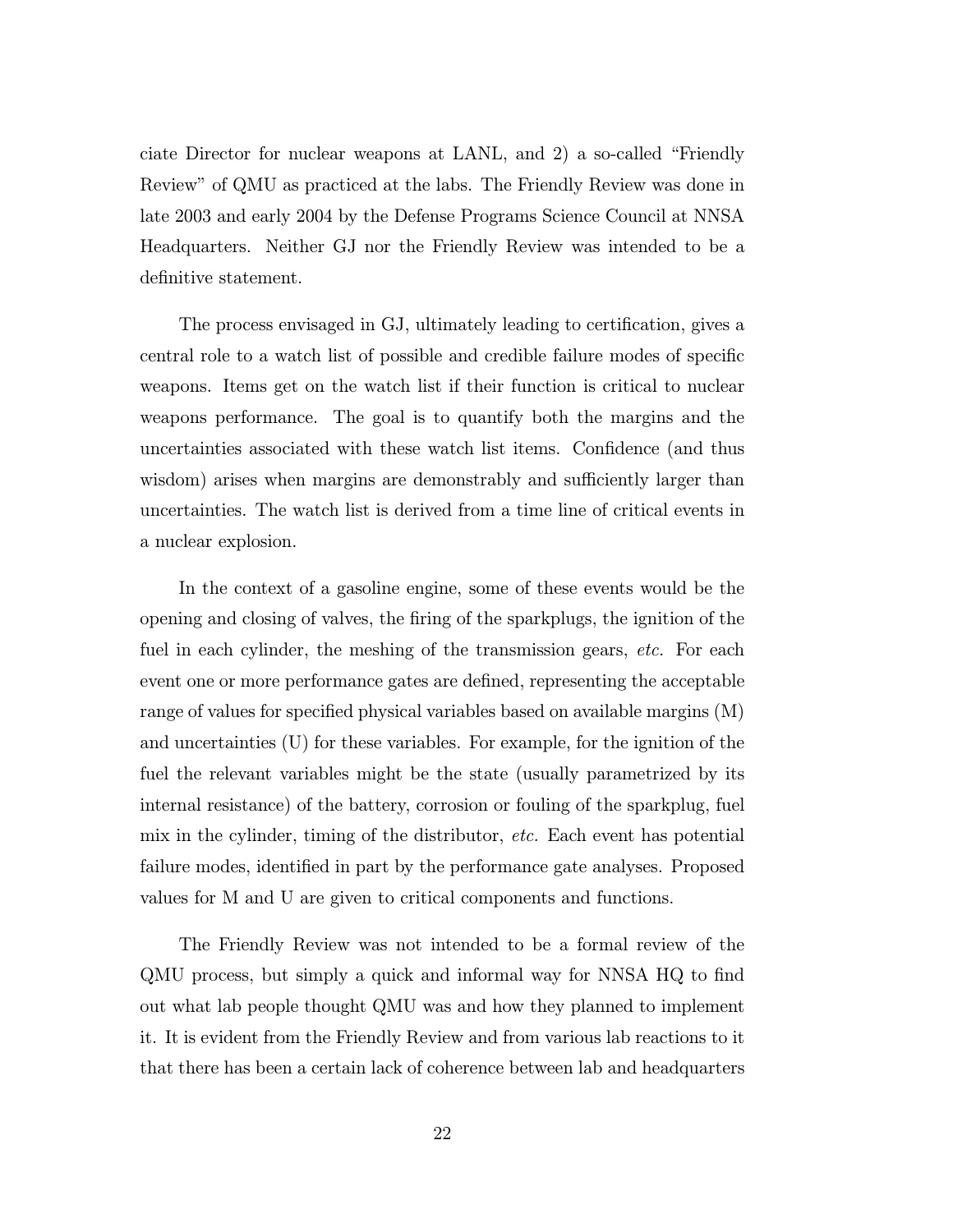ciate Director for nuclear weapons at LANL, and 2) a so-called “Friendly Review” of QMU as practiced at the labs. The Friendly Review was done in late 2003 and early 2004 by the Defense Programs Science Council at NNSA Headquarters. Neither GJ nor the Friendly Review was intended to be a definitive statement.

The process envisaged in GJ, ultimately leading to certification, gives a central role to a watch list of possible and credible failure modes of specific weapons. Items get on the watch list if their function is critical to nuclear weapons performance. The goal is to quantify both the margins and the uncertainties associated with these watch list items. Confidence (and thus wisdom) arises when margins are demonstrably and sufficiently larger than uncertainties. The watch list is derived from a time line of critical events in a nuclear explosion.

In the context of a gasoline engine, some of these events would be the opening and closing of valves, the firing of the sparkplugs, the ignition of the fuel in each cylinder, the meshing of the transmission gears, *etc.* For each event one or more performance gates are defined, representing the acceptable range of values for specified physical variables based on available margins (M) and uncertainties (U) for these variables. For example, for the ignition of the fuel the relevant variables might be the state (usually parametrized by its internal resistance) of the battery, corrosion or fouling of the sparkplug, fuel mix in the cylinder, timing of the distributor, *etc.* Each event has potential failure modes, identified in part by the performance gate analyses. Proposed values for M and U are given to critical components and functions.

The Friendly Review was not intended to be a formal review of the QMU process, but simply a quick and informal way for NNSA HQ to find out what lab people thought QMU was and how they planned to implement it. It is evident from the Friendly Review and from various lab reactions to it that there has been a certain lack of coherence between lab and headquarters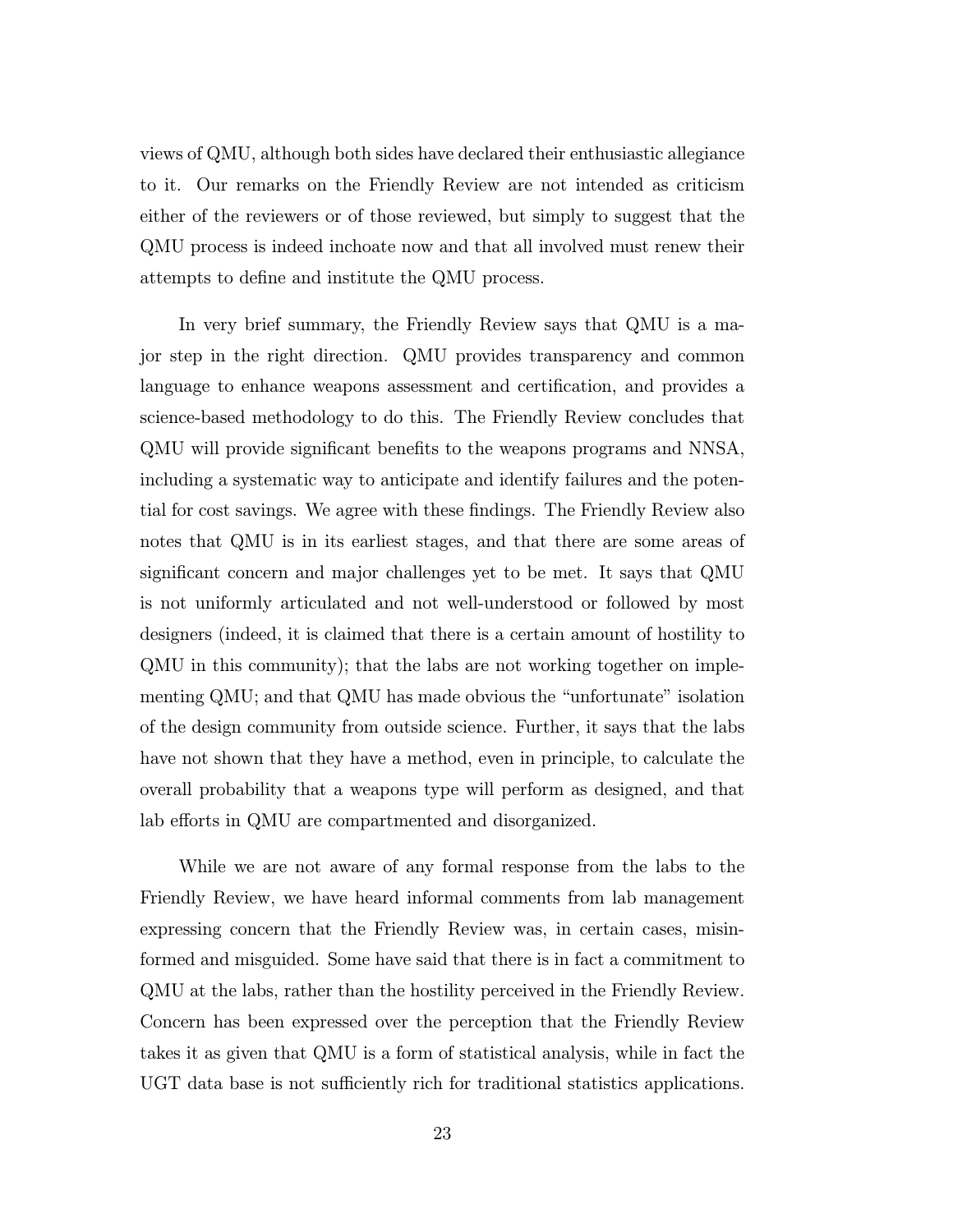views of QMU, although both sides have declared their enthusiastic allegiance to it. Our remarks on the Friendly Review are not intended as criticism either of the reviewers or of those reviewed, but simply to suggest that the QMU process is indeed inchoate now and that all involved must renew their attempts to define and institute the QMU process.

In very brief summary, the Friendly Review says that QMU is a major step in the right direction. QMU provides transparency and common language to enhance weapons assessment and certification, and provides a science-based methodology to do this. The Friendly Review concludes that QMU will provide significant benefits to the weapons programs and NNSA, including a systematic way to anticipate and identify failures and the potential for cost savings. We agree with these findings. The Friendly Review also notes that QMU is in its earliest stages, and that there are some areas of significant concern and major challenges yet to be met. It says that QMU is not uniformly articulated and not well-understood or followed by most designers (indeed, it is claimed that there is a certain amount of hostility to QMU in this community); that the labs are not working together on implementing QMU; and that QMU has made obvious the "unfortunate" isolation of the design community from outside science. Further, it says that the labs have not shown that they have a method, even in principle, to calculate the overall probability that a weapons type will perform as designed, and that lab efforts in QMU are compartmented and disorganized.

While we are not aware of any formal response from the labs to the Friendly Review, we have heard informal comments from lab management expressing concern that the Friendly Review was, in certain cases, misinformed and misguided. Some have said that there is in fact a commitment to QMU at the labs, rather than the hostility perceived in the Friendly Review. Concern has been expressed over the perception that the Friendly Review takes it as given that QMU is a form of statistical analysis, while in fact the UGT data base is not sufficiently rich for traditional statistics applications.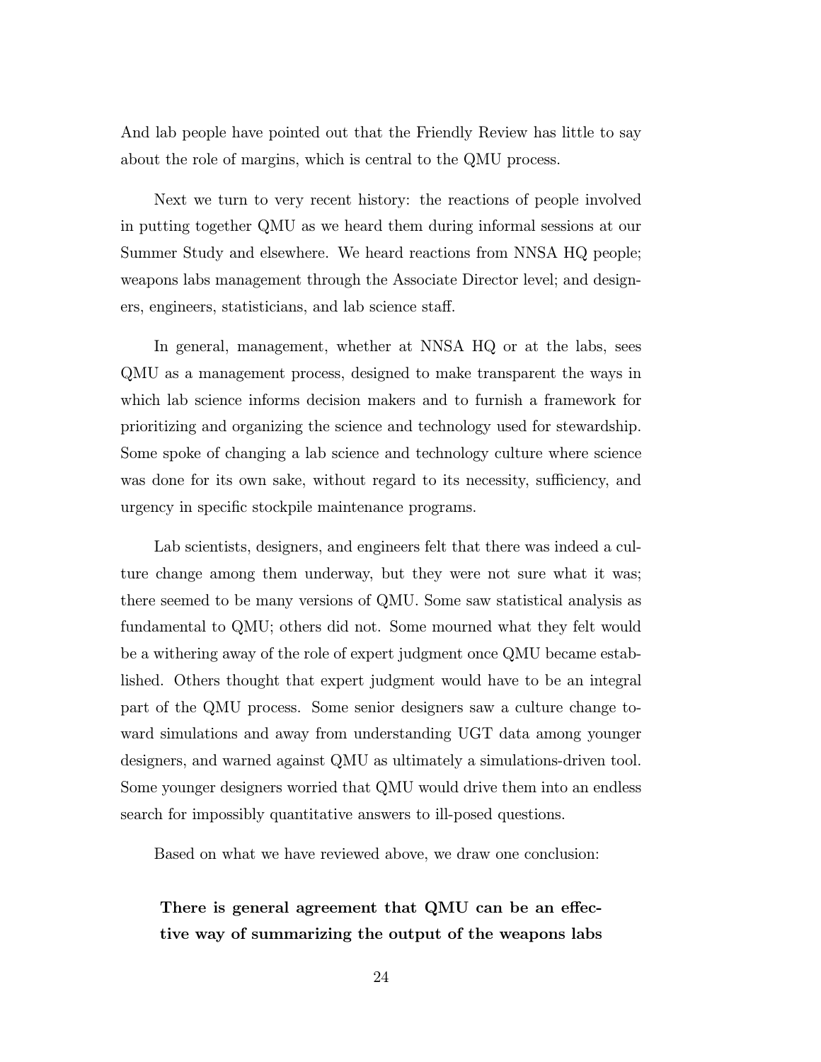And lab people have pointed out that the Friendly Review has little to say about the role of margins, which is central to the QMU process.

Next we turn to very recent history: the reactions of people involved in putting together QMU as we heard them during informal sessions at our Summer Study and elsewhere. We heard reactions from NNSA HQ people; weapons labs management through the Associate Director level; and designers, engineers, statisticians, and lab science staff.

In general, management, whether at NNSA HQ or at the labs, sees QMU as a management process, designed to make transparent the ways in which lab science informs decision makers and to furnish a framework for prioritizing and organizing the science and technology used for stewardship. Some spoke of changing a lab science and technology culture where science was done for its own sake, without regard to its necessity, sufficiency, and urgency in specific stockpile maintenance programs.

Lab scientists, designers, and engineers felt that there was indeed a culture change among them underway, but they were not sure what it was; there seemed to be many versions of QMU. Some saw statistical analysis as fundamental to QMU; others did not. Some mourned what they felt would be a withering away of the role of expert judgment once QMU became established. Others thought that expert judgment would have to be an integral part of the QMU process. Some senior designers saw a culture change toward simulations and away from understanding UGT data among younger designers, and warned against QMU as ultimately a simulations-driven tool. Some younger designers worried that QMU would drive them into an endless search for impossibly quantitative answers to ill-posed questions.

Based on what we have reviewed above, we draw one conclusion:

**There is general agreement that QMU can be an effective way of summarizing the output of the weapons labs**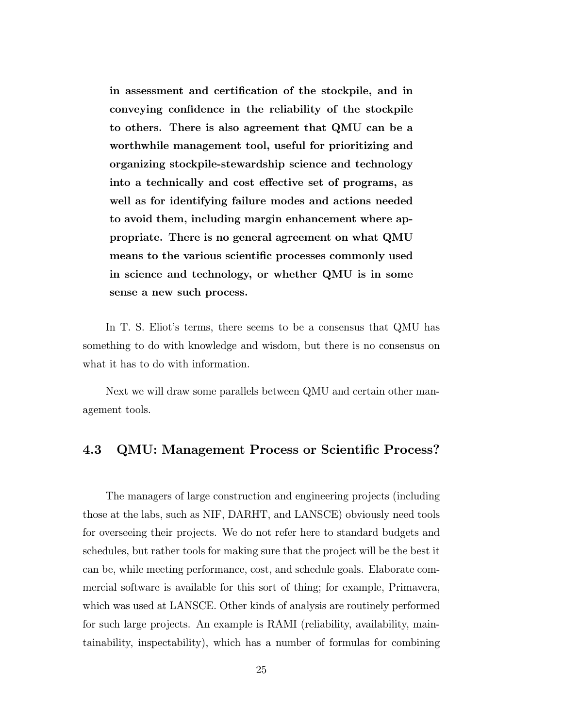**in assessment and certification of the stockpile, and in conveying confidence in the reliability of the stockpile to others. There is also agreement that QMU can be a worthwhile management tool, useful for prioritizing and organizing stockpile-stewardship science and technology into a technically and cost effective set of programs, as well as for identifying failure modes and actions needed to avoid them, including margin enhancement where appropriate. There is no general agreement on what QMU means to the various scientific processes commonly used in science and technology, or whether QMU is in some sense a new such process.**

In T. S. Eliot's terms, there seems to be a consensus that QMU has something to do with knowledge and wisdom, but there is no consensus on what it has to do with information.

Next we will draw some parallels between QMU and certain other management tools.

## 4.3 QMU: Management Process or Scientific Process?

The managers of large construction and engineering projects (including those at the labs, such as NIF, DARHT, and LANSCE) obviously need tools for overseeing their projects. We do not refer here to standard budgets and schedules, but rather tools for making sure that the project will be the best it can be, while meeting performance, cost, and schedule goals. Elaborate commercial software is available for this sort of thing; for example, Primavera, which was used at LANSCE. Other kinds of analysis are routinely performed for such large projects. An example is RAMI (reliability, availability, maintainability, inspectability), which has a number of formulas for combining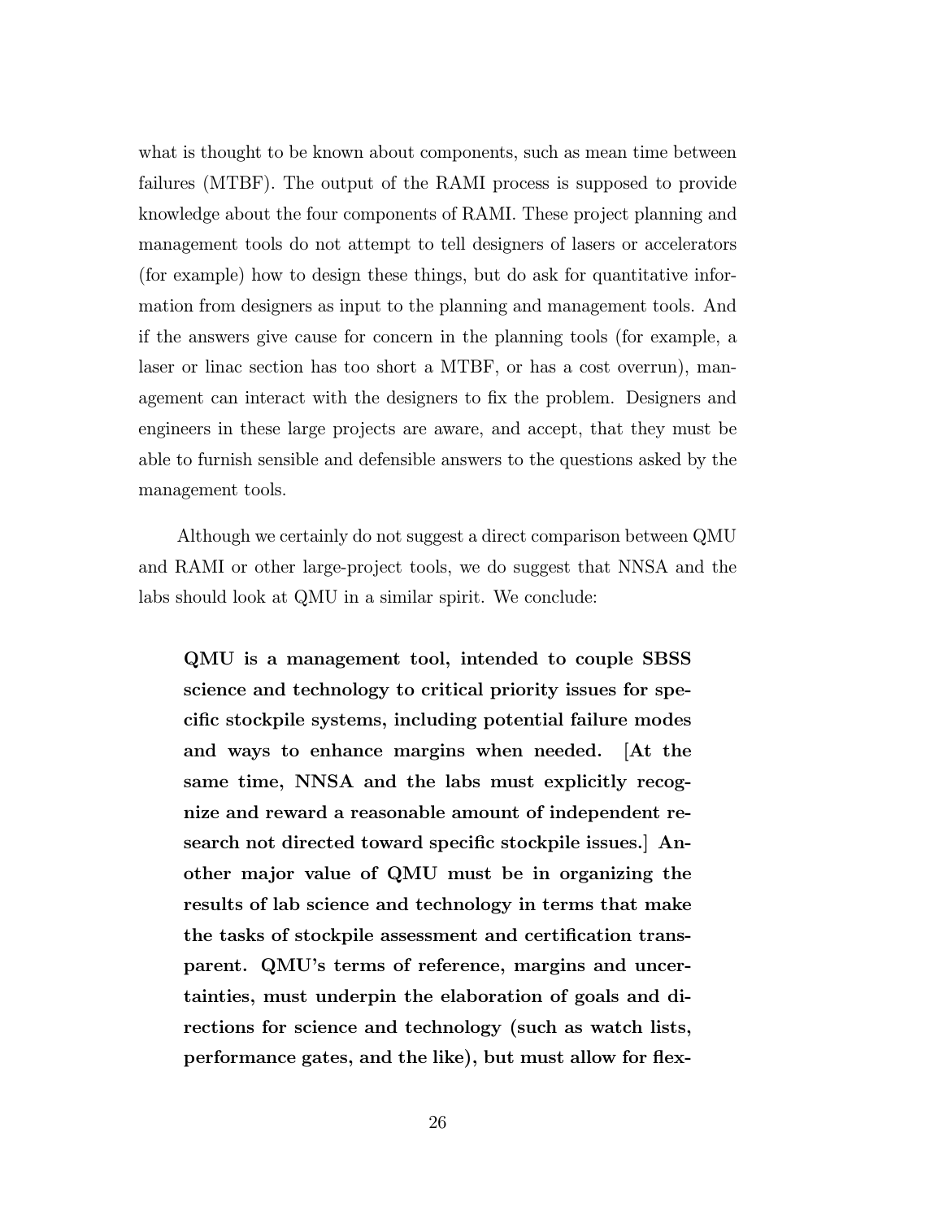what is thought to be known about components, such as mean time between failures (MTBF). The output of the RAMI process is supposed to provide knowledge about the four components of RAMI. These project planning and management tools do not attempt to tell designers of lasers or accelerators (for example) how to design these things, but do ask for quantitative information from designers as input to the planning and management tools. And if the answers give cause for concern in the planning tools (for example, a laser or linac section has too short a MTBF, or has a cost overrun), management can interact with the designers to fix the problem. Designers and engineers in these large projects are aware, and accept, that they must be able to furnish sensible and defensible answers to the questions asked by the management tools.

Although we certainly do not suggest a direct comparison between QMU and RAMI or other large-project tools, we do suggest that NNSA and the labs should look at QMU in a similar spirit. We conclude:

> **QMU is a management tool, intended to couple SBSS science and technology to critical priority issues for specific stockpile systems, including potential failure modes and ways to enhance margins when needed. [At the same time, NNSA and the labs must explicitly recognize and reward a reasonable amount of independent research not directed toward specific stockpile issues.] Another major value of QMU must be in organizing the results of lab science and technology in terms that make the tasks of stockpile assessment and certification transparent. QMU's terms of reference, margins and uncertainties, must underpin the elaboration of goals and directions for science and technology (such as watch lists, performance gates, and the like), but must allow for flex-**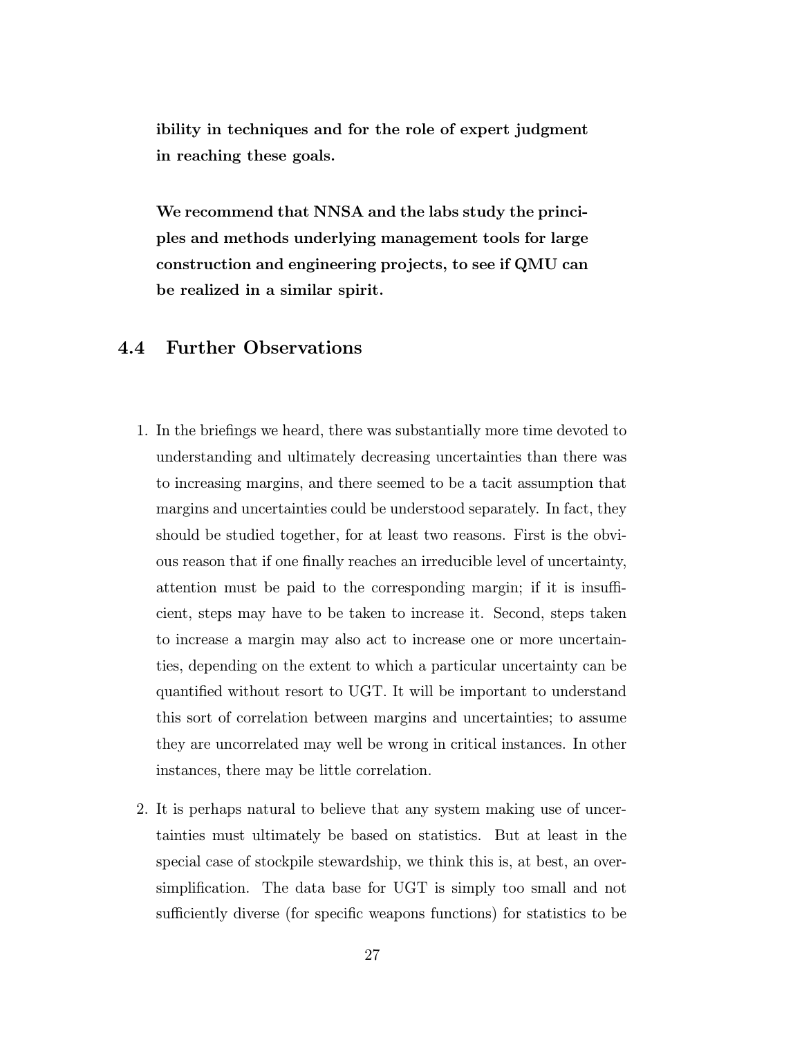**ibility in techniques and for the role of expert judgment in reaching these goals.**

**We recommend that NNSA and the labs study the principles and methods underlying management tools for large construction and engineering projects, to see if QMU can be realized in a similar spirit.**

## 4.4 Further Observations

1. In the briefings we heard, there was substantially more time devoted to understanding and ultimately decreasing uncertainties than there was to increasing margins, and there seemed to be a tacit assumption that margins and uncertainties could be understood separately. In fact, they should be studied together, for at least two reasons. First is the obvious reason that if one finally reaches an irreducible level of uncertainty, attention must be paid to the corresponding margin; if it is insufficient, steps may have to be taken to increase it. Second, steps taken to increase a margin may also act to increase one or more uncertainties, depending on the extent to which a particular uncertainty can be quantified without resort to UGT. It will be important to understand this sort of correlation between margins and uncertainties; to assume they are uncorrelated may well be wrong in critical instances. In other instances, there may be little correlation.

2. It is perhaps natural to believe that any system making use of uncertainties must ultimately be based on statistics. But at least in the special case of stockpile stewardship, we think this is, at best, an oversimplification. The data base for UGT is simply too small and not sufficiently diverse (for specific weapons functions) for statistics to be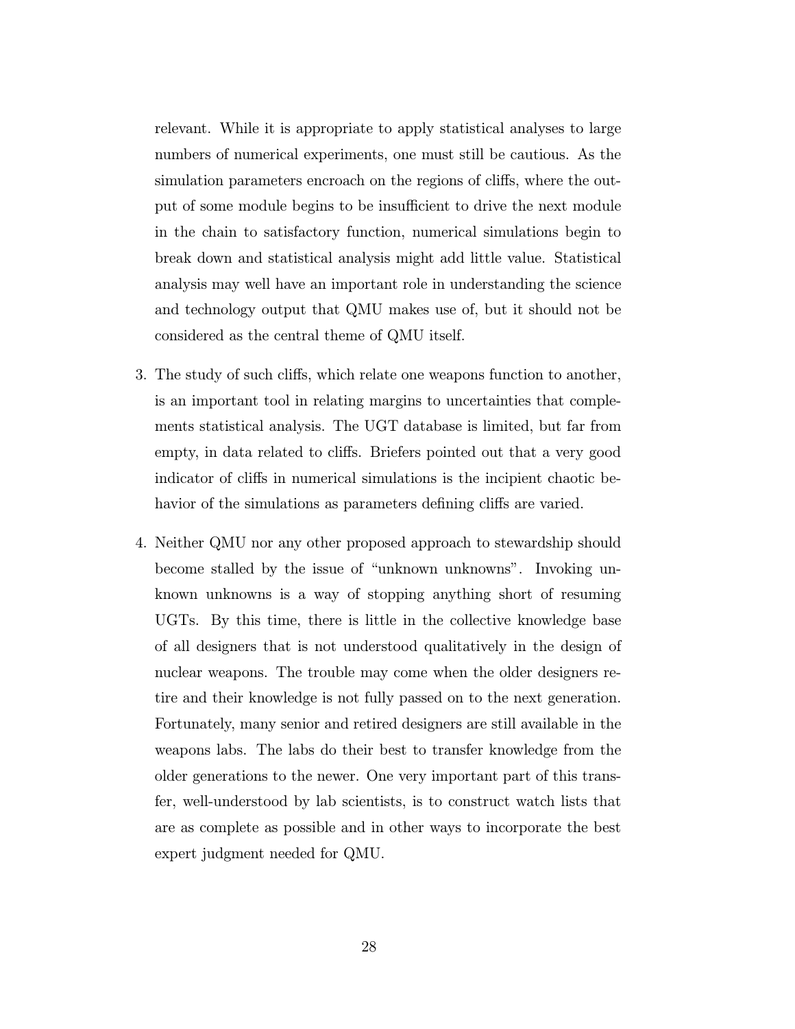relevant. While it is appropriate to apply statistical analyses to large numbers of numerical experiments, one must still be cautious. As the simulation parameters encroach on the regions of cliffs, where the output of some module begins to be insufficient to drive the next module in the chain to satisfactory function, numerical simulations begin to break down and statistical analysis might add little value. Statistical analysis may well have an important role in understanding the science and technology output that QMU makes use of, but it should not be considered as the central theme of QMU itself.

3. The study of such cliffs, which relate one weapons function to another, is an important tool in relating margins to uncertainties that complements statistical analysis. The UGT database is limited, but far from empty, in data related to cliffs. Briefers pointed out that a very good indicator of cliffs in numerical simulations is the incipient chaotic behavior of the simulations as parameters defining cliffs are varied.

4. Neither QMU nor any other proposed approach to stewardship should become stalled by the issue of "unknown unknowns". Invoking unknown unknowns is a way of stopping anything short of resuming UGTs. By this time, there is little in the collective knowledge base of all designers that is not understood qualitatively in the design of nuclear weapons. The trouble may come when the older designers retire and their knowledge is not fully passed on to the next generation. Fortunately, many senior and retired designers are still available in the weapons labs. The labs do their best to transfer knowledge from the older generations to the newer. One very important part of this transfer, well-understood by lab scientists, is to construct watch lists that are as complete as possible and in other ways to incorporate the best expert judgment needed for QMU.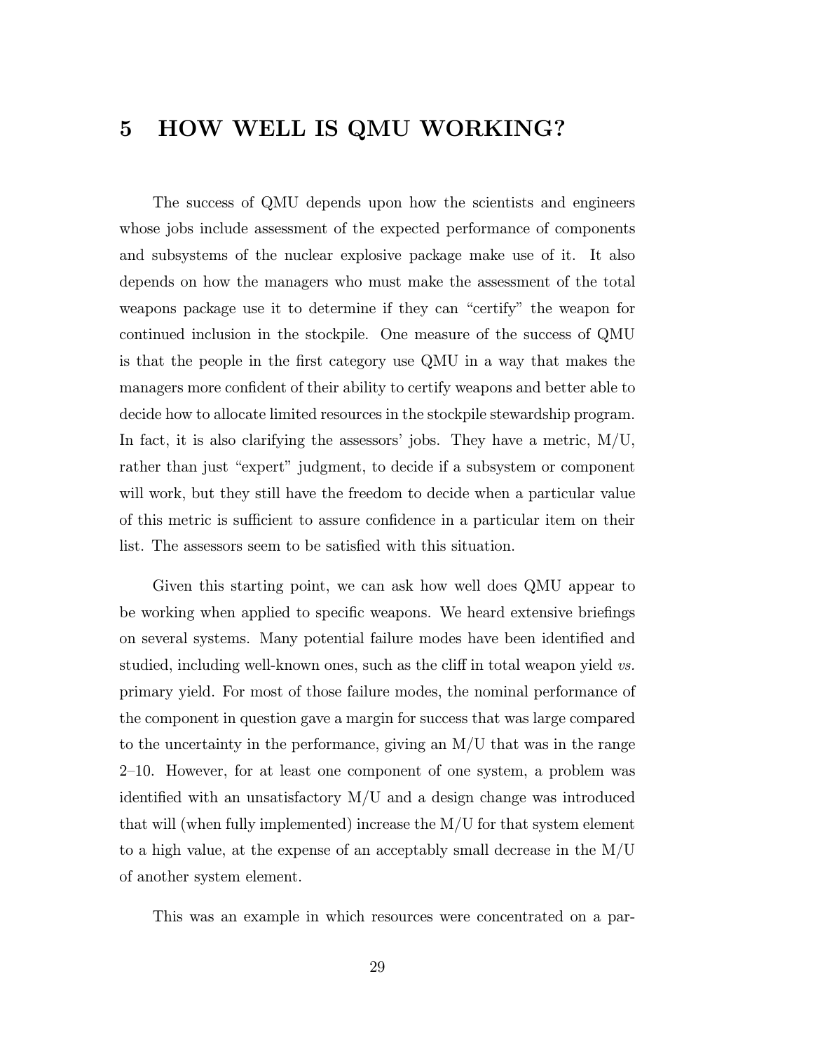# 5 HOW WELL IS QMU WORKING?

The success of QMU depends upon how the scientists and engineers whose jobs include assessment of the expected performance of components and subsystems of the nuclear explosive package make use of it. It also depends on how the managers who must make the assessment of the total weapons package use it to determine if they can "certify" the weapon for continued inclusion in the stockpile. One measure of the success of QMU is that the people in the first category use QMU in a way that makes the managers more confident of their ability to certify weapons and better able to decide how to allocate limited resources in the stockpile stewardship program. In fact, it is also clarifying the assessors' jobs. They have a metric, M/U, rather than just "expert" judgment, to decide if a subsystem or component will work, but they still have the freedom to decide when a particular value of this metric is sufficient to assure confidence in a particular item on their list. The assessors seem to be satisfied with this situation.

Given this starting point, we can ask how well does QMU appear to be working when applied to specific weapons. We heard extensive briefings on several systems. Many potential failure modes have been identified and studied, including well-known ones, such as the cliff in total weapon yield *vs.* primary yield. For most of those failure modes, the nominal performance of the component in question gave a margin for success that was large compared to the uncertainty in the performance, giving an M/U that was in the range 2–10. However, for at least one component of one system, a problem was identified with an unsatisfactory M/U and a design change was introduced that will (when fully implemented) increase the M/U for that system element to a high value, at the expense of an acceptably small decrease in the M/U of another system element.

This was an example in which resources were concentrated on a par-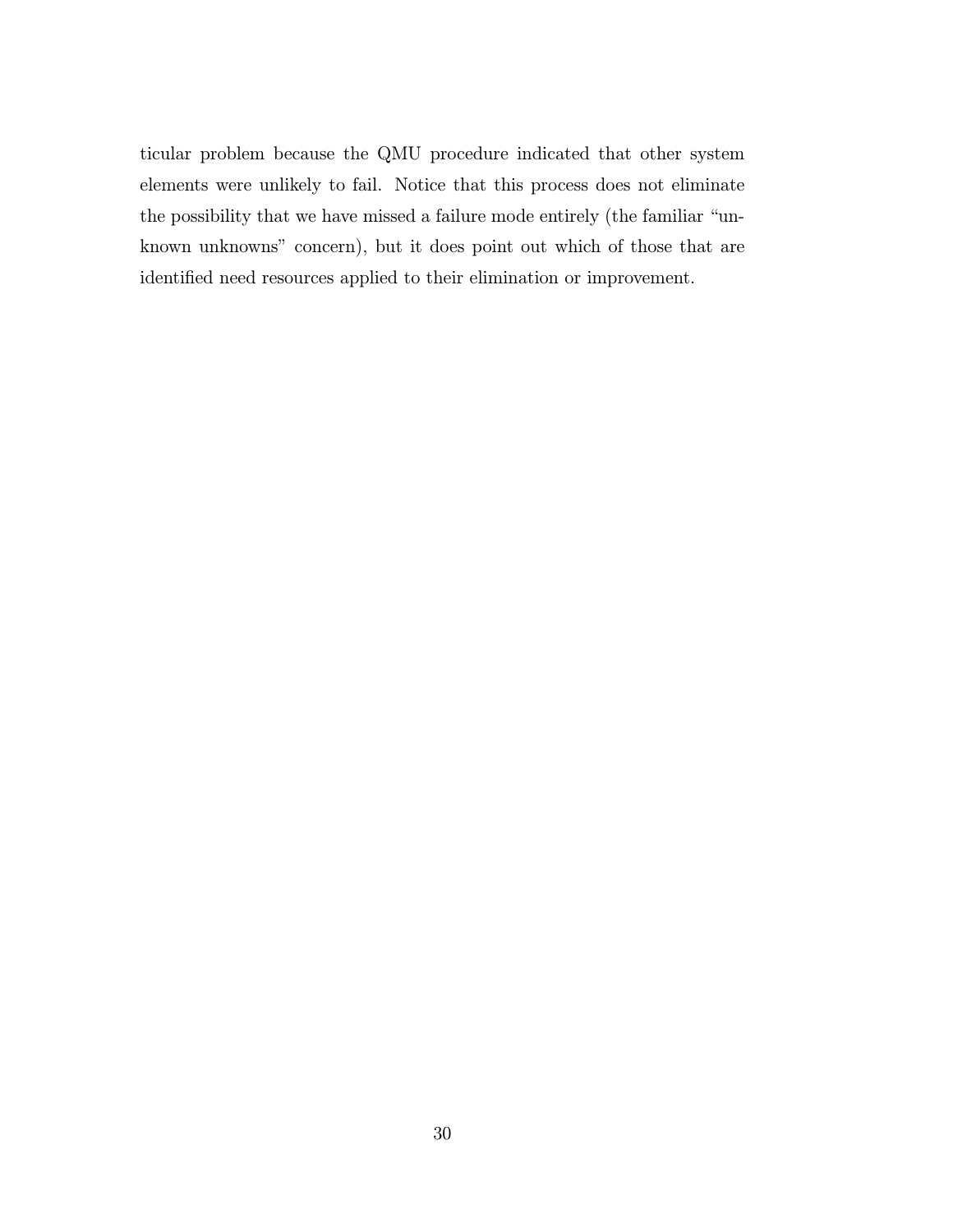ticular problem because the QMU procedure indicated that other system elements were unlikely to fail. Notice that this process does not eliminate the possibility that we have missed a failure mode entirely (the familiar "unknown unknowns" concern), but it does point out which of those that are identified need resources applied to their elimination or improvement.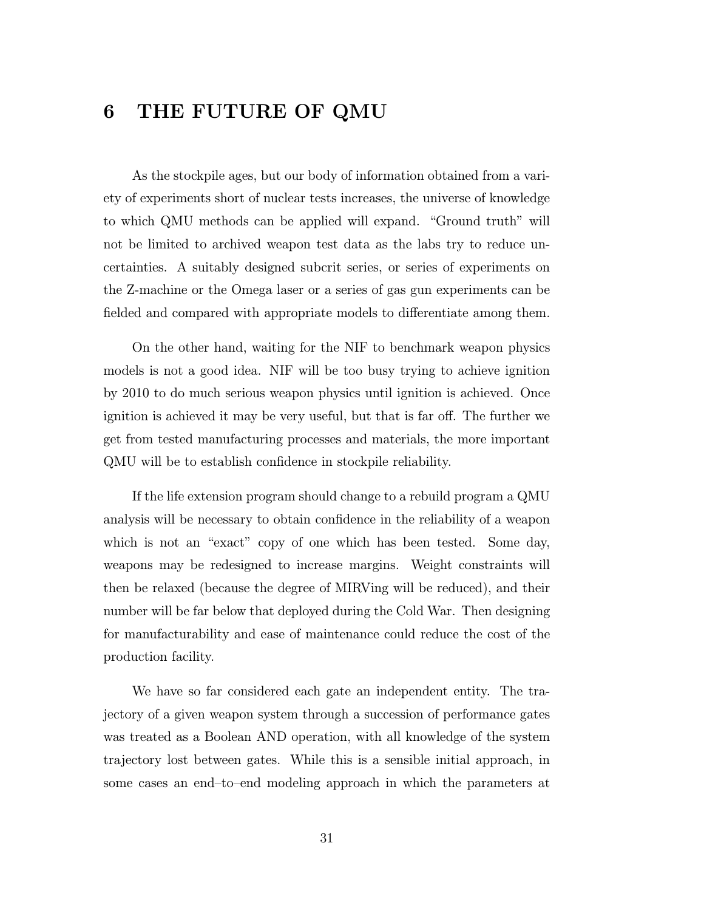# 6 THE FUTURE OF QMU

As the stockpile ages, but our body of information obtained from a variety of experiments short of nuclear tests increases, the universe of knowledge to which QMU methods can be applied will expand. "Ground truth" will not be limited to archived weapon test data as the labs try to reduce uncertainties. A suitably designed subcrit series, or series of experiments on the Z-machine or the Omega laser or a series of gas gun experiments can be fielded and compared with appropriate models to differentiate among them.

On the other hand, waiting for the NIF to benchmark weapon physics models is not a good idea. NIF will be too busy trying to achieve ignition by 2010 to do much serious weapon physics until ignition is achieved. Once ignition is achieved it may be very useful, but that is far off. The further we get from tested manufacturing processes and materials, the more important QMU will be to establish confidence in stockpile reliability.

If the life extension program should change to a rebuild program a QMU analysis will be necessary to obtain confidence in the reliability of a weapon which is not an "exact" copy of one which has been tested. Some day, weapons may be redesigned to increase margins. Weight constraints will then be relaxed (because the degree of MIRVing will be reduced), and their number will be far below that deployed during the Cold War. Then designing for manufacturability and ease of maintenance could reduce the cost of the production facility.

We have so far considered each gate an independent entity. The trajectory of a given weapon system through a succession of performance gates was treated as a Boolean AND operation, with all knowledge of the system trajectory lost between gates. While this is a sensible initial approach, in some cases an end–to–end modeling approach in which the parameters at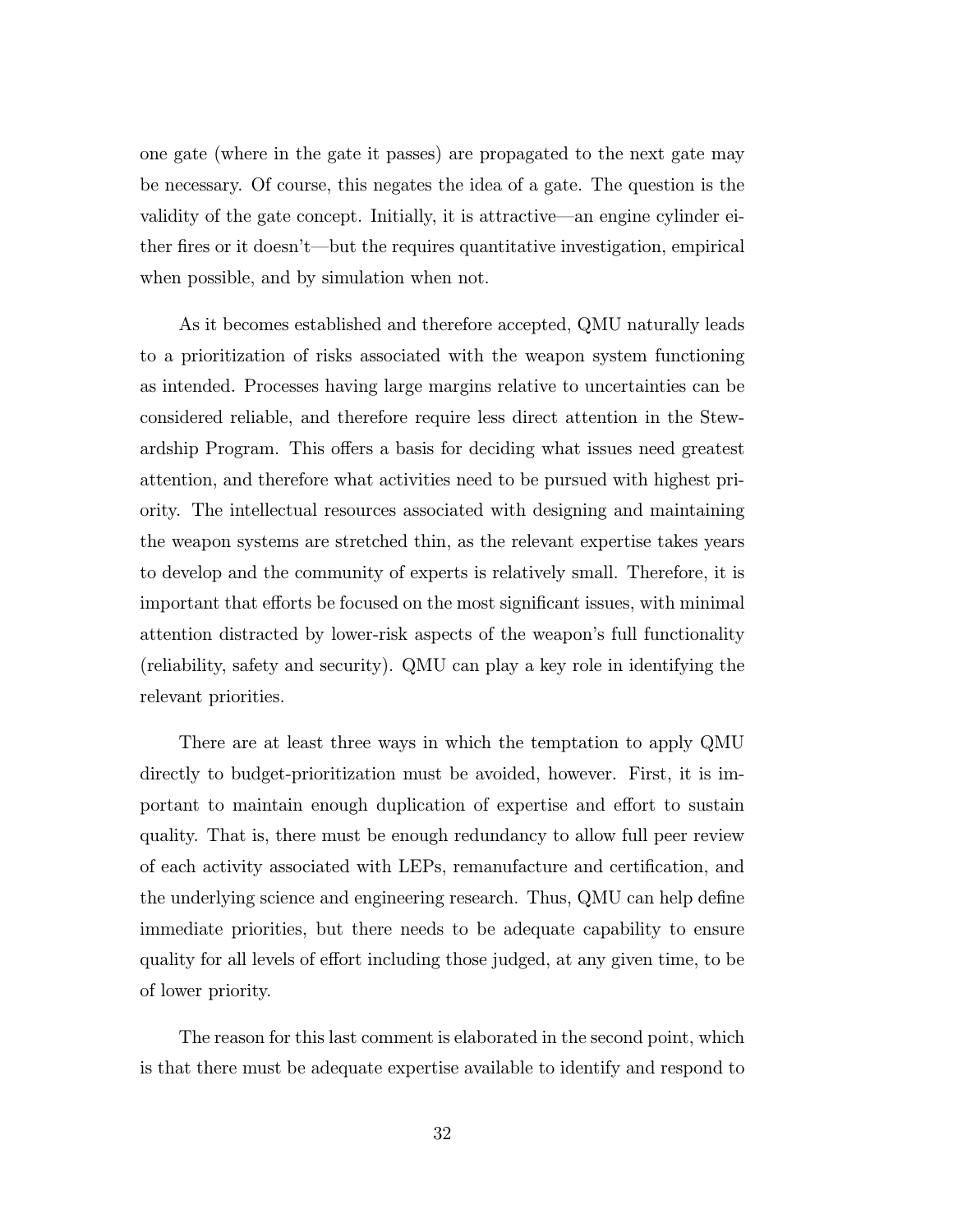one gate (where in the gate it passes) are propagated to the next gate may be necessary. Of course, this negates the idea of a gate. The question is the validity of the gate concept. Initially, it is attractive—an engine cylinder either fires or it doesn't—but the requires quantitative investigation, empirical when possible, and by simulation when not.

As it becomes established and therefore accepted, QMU naturally leads to a prioritization of risks associated with the weapon system functioning as intended. Processes having large margins relative to uncertainties can be considered reliable, and therefore require less direct attention in the Stewardship Program. This offers a basis for deciding what issues need greatest attention, and therefore what activities need to be pursued with highest priority. The intellectual resources associated with designing and maintaining the weapon systems are stretched thin, as the relevant expertise takes years to develop and the community of experts is relatively small. Therefore, it is important that efforts be focused on the most significant issues, with minimal attention distracted by lower-risk aspects of the weapon's full functionality (reliability, safety and security). QMU can play a key role in identifying the relevant priorities.

There are at least three ways in which the temptation to apply QMU directly to budget-prioritization must be avoided, however. First, it is important to maintain enough duplication of expertise and effort to sustain quality. That is, there must be enough redundancy to allow full peer review of each activity associated with LEPs, remanufacture and certification, and the underlying science and engineering research. Thus, QMU can help define immediate priorities, but there needs to be adequate capability to ensure quality for all levels of effort including those judged, at any given time, to be of lower priority.

The reason for this last comment is elaborated in the second point, which is that there must be adequate expertise available to identify and respond to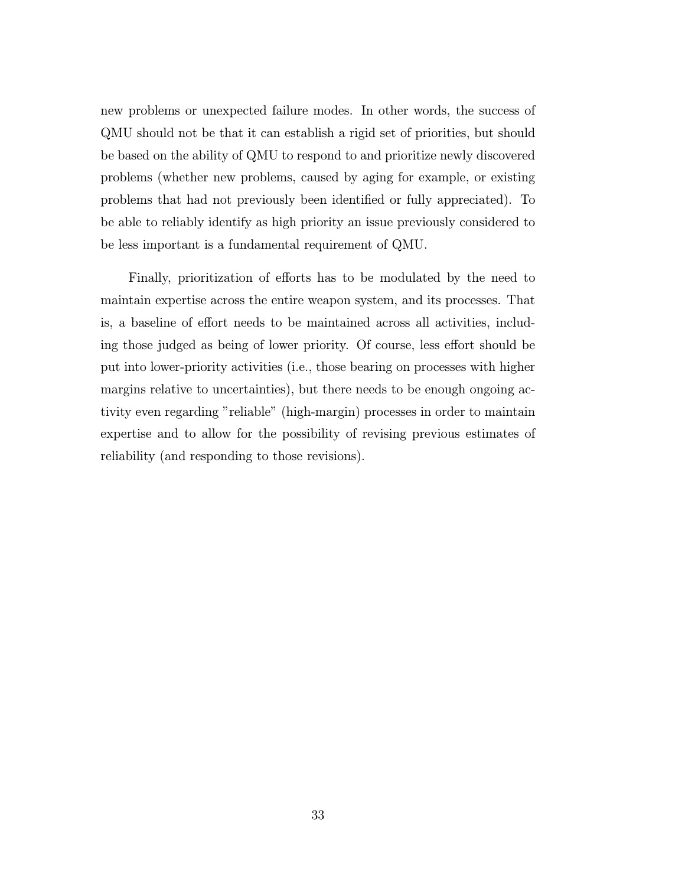new problems or unexpected failure modes. In other words, the success of QMU should not be that it can establish a rigid set of priorities, but should be based on the ability of QMU to respond to and prioritize newly discovered problems (whether new problems, caused by aging for example, or existing problems that had not previously been identified or fully appreciated). To be able to reliably identify as high priority an issue previously considered to be less important is a fundamental requirement of QMU.

Finally, prioritization of efforts has to be modulated by the need to maintain expertise across the entire weapon system, and its processes. That is, a baseline of effort needs to be maintained across all activities, including those judged as being of lower priority. Of course, less effort should be put into lower-priority activities (i.e., those bearing on processes with higher margins relative to uncertainties), but there needs to be enough ongoing activity even regarding "reliable" (high-margin) processes in order to maintain expertise and to allow for the possibility of revising previous estimates of reliability (and responding to those revisions).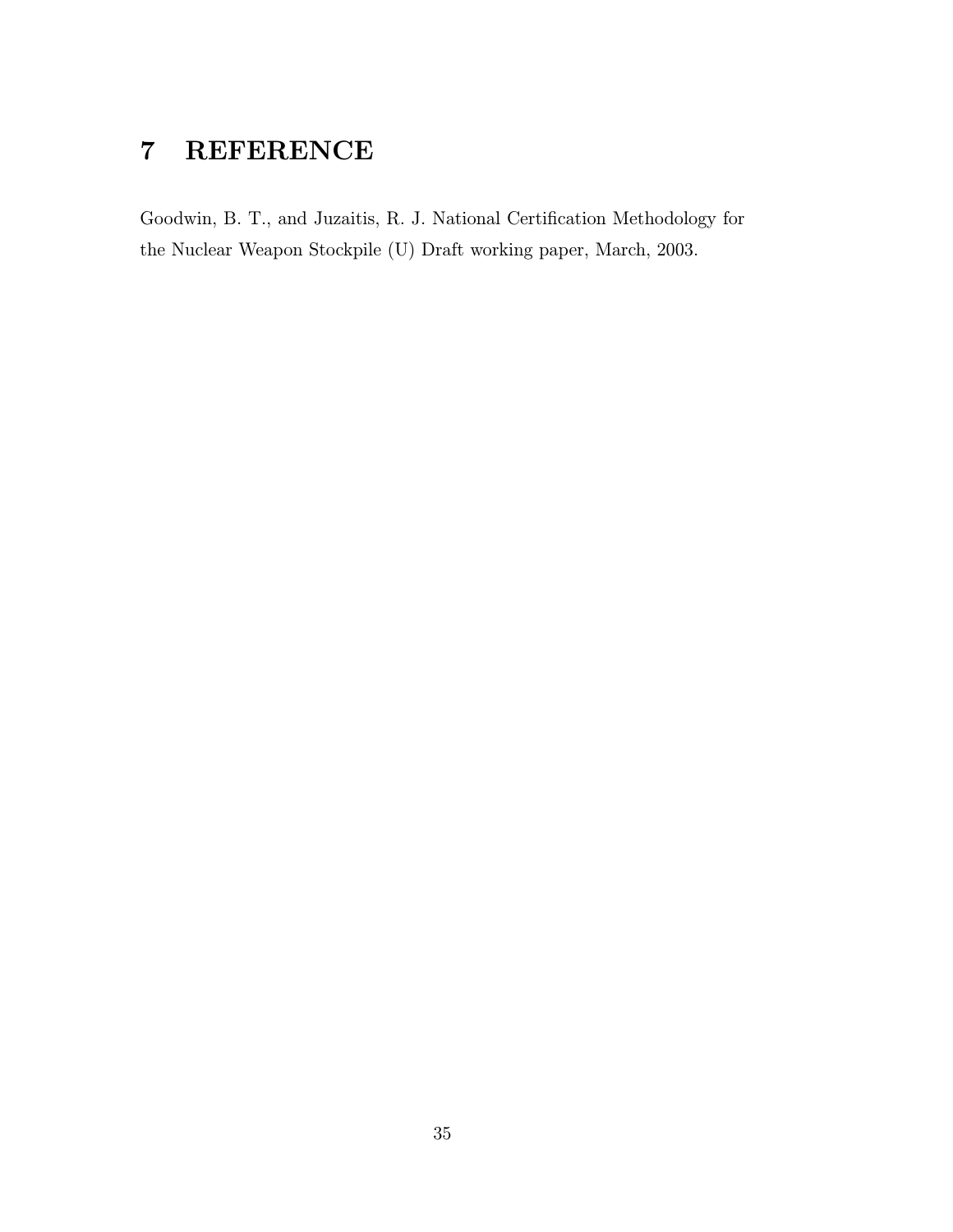# 7 REFERENCE

Goodwin, B. T., and Juzaitis, R. J. National Certification Methodology for the Nuclear Weapon Stockpile (U) Draft working paper, March, 2003.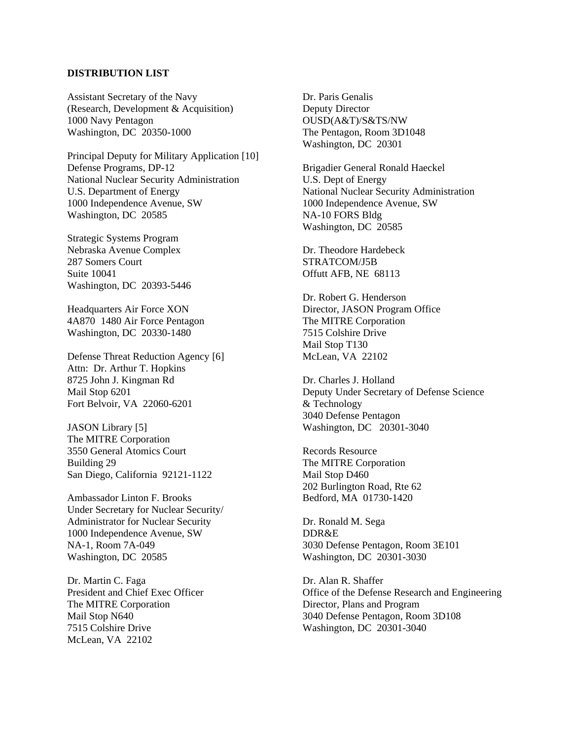**DISTRIBUTION LIST**

Assistant Secretary of the Navy
(Research, Development & Acquisition)
1000 Navy Pentagon
Washington, DC 20350-1000

Principal Deputy for Military Application [10]
Defense Programs, DP-12
National Nuclear Security Administration
U.S. Department of Energy
1000 Independence Avenue, SW
Washington, DC 20585

Strategic Systems Program
Nebraska Avenue Complex
287 Somers Court
Suite 10041
Washington, DC 20393-5446

Headquarters Air Force XON
4A870 1480 Air Force Pentagon
Washington, DC 20330-1480

Defense Threat Reduction Agency [6]
Attn: Dr. Arthur T. Hopkins
8725 John J. Kingman Rd
Mail Stop 6201
Fort Belvoir, VA 22060-6201

JASON Library [5]
The MITRE Corporation
3550 General Atomics Court
Building 29
San Diego, California 92121-1122

Ambassador Linton F. Brooks
Under Secretary for Nuclear Security/
Administrator for Nuclear Security
1000 Independence Avenue, SW
NA-1, Room 7A-049
Washington, DC 20585

Dr. Martin C. Faga
President and Chief Exec Officer
The MITRE Corporation
Mail Stop N640
7515 Colshire Drive
McLean, VA 22102

Dr. Paris Genalis
Deputy Director
OUSD(A&T)/S&TS/NW
The Pentagon, Room 3D1048
Washington, DC 20301

Brigadier General Ronald Haeckel
U.S. Dept of Energy
National Nuclear Security Administration
1000 Independence Avenue, SW
NA-10 FORS Bldg
Washington, DC 20585

Dr. Theodore Hardebeck
STRATCOM/J5B
Offutt AFB, NE 68113

Dr. Robert G. Henderson
Director, JASON Program Office
The MITRE Corporation
7515 Colshire Drive
Mail Stop T130
McLean, VA 22102

Dr. Charles J. Holland
Deputy Under Secretary of Defense Science
& Technology
3040 Defense Pentagon
Washington, DC 20301-3040

Records Resource
The MITRE Corporation
Mail Stop D460
202 Burlington Road, Rte 62
Bedford, MA 01730-1420

Dr. Ronald M. Sega
DDR&E
3030 Defense Pentagon, Room 3E101
Washington, DC 20301-3030

Dr. Alan R. Shaffer
Office of the Defense Research and Engineering
Director, Plans and Program
3040 Defense Pentagon, Room 3D108
Washington, DC 20301-3040